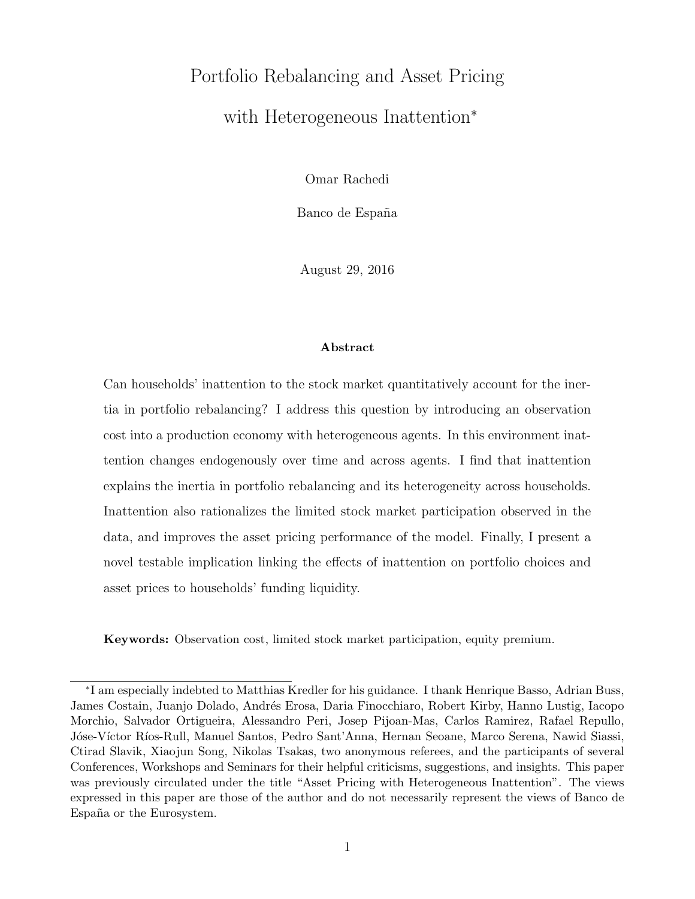# Portfolio Rebalancing and Asset Pricing with Heterogeneous Inattention*

Omar Rachedi

Banco de España

August 29, 2016

## Abstract

Can households' inattention to the stock market quantitatively account for the inertia in portfolio rebalancing? I address this question by introducing an observation cost into a production economy with heterogeneous agents. In this environment inattention changes endogenously over time and across agents. I find that inattention explains the inertia in portfolio rebalancing and its heterogeneity across households. Inattention also rationalizes the limited stock market participation observed in the data, and improves the asset pricing performance of the model. Finally, I present a novel testable implication linking the effects of inattention on portfolio choices and asset prices to households' funding liquidity.

**Keywords:** Observation cost, limited stock market participation, equity premium.

*I am especially indebted to Matthias Kredler for his guidance. I thank Henrique Basso, Adrian Buss, James Costain, Juanjo Dolado, Andrés Erosa, Daria Finocchiaro, Robert Kirby, Hanno Lustig, Iacopo Morchio, Salvador Ortigueira, Alessandro Peri, Josep Pijoan-Mas, Carlos Ramirez, Rafael Repullo, Jóse-Víctor Ríos-Rull, Manuel Santos, Pedro Sant'Anna, Hernan Seoane, Marco Serena, Nawid Siassi, Ctirad Slavik, Xiaojun Song, Nikolas Tsakas, two anonymous referees, and the participants of several Conferences, Workshops and Seminars for their helpful criticisms, suggestions, and insights. This paper was previously circulated under the title "Asset Pricing with Heterogeneous Inattention". The views expressed in this paper are those of the author and do not necessarily represent the views of Banco de España or the Eurosystem.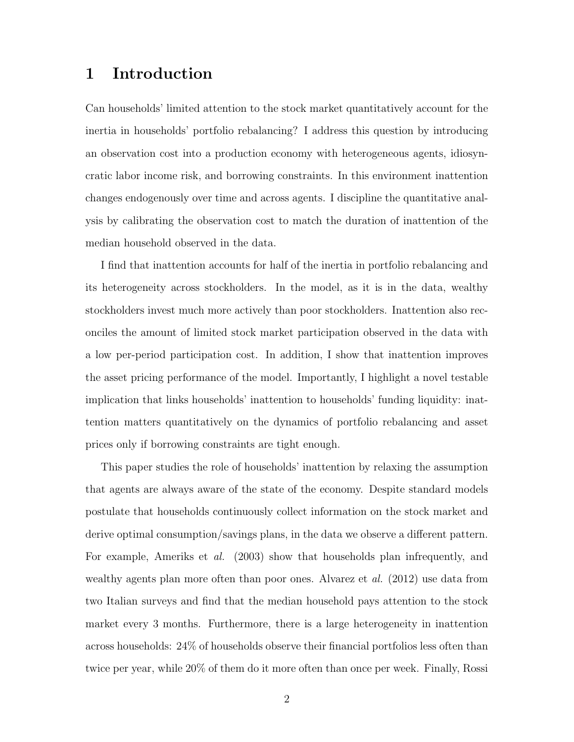# 1 Introduction

Can households' limited attention to the stock market quantitatively account for the inertia in households' portfolio rebalancing? I address this question by introducing an observation cost into a production economy with heterogeneous agents, idiosyncratic labor income risk, and borrowing constraints. In this environment inattention changes endogenously over time and across agents. I discipline the quantitative analysis by calibrating the observation cost to match the duration of inattention of the median household observed in the data.

I find that inattention accounts for half of the inertia in portfolio rebalancing and its heterogeneity across stockholders. In the model, as it is in the data, wealthy stockholders invest much more actively than poor stockholders. Inattention also reconciles the amount of limited stock market participation observed in the data with a low per-period participation cost. In addition, I show that inattention improves the asset pricing performance of the model. Importantly, I highlight a novel testable implication that links households' inattention to households' funding liquidity: inattention matters quantitatively on the dynamics of portfolio rebalancing and asset prices only if borrowing constraints are tight enough.

This paper studies the role of households' inattention by relaxing the assumption that agents are always aware of the state of the economy. Despite standard models postulate that households continuously collect information on the stock market and derive optimal consumption/savings plans, in the data we observe a different pattern. For example, Ameriks et *al.* (2003) show that households plan infrequently, and wealthy agents plan more often than poor ones. Alvarez et *al.* (2012) use data from two Italian surveys and find that the median household pays attention to the stock market every 3 months. Furthermore, there is a large heterogeneity in inattention across households: 24% of households observe their financial portfolios less often than twice per year, while 20% of them do it more often than once per week. Finally, Rossi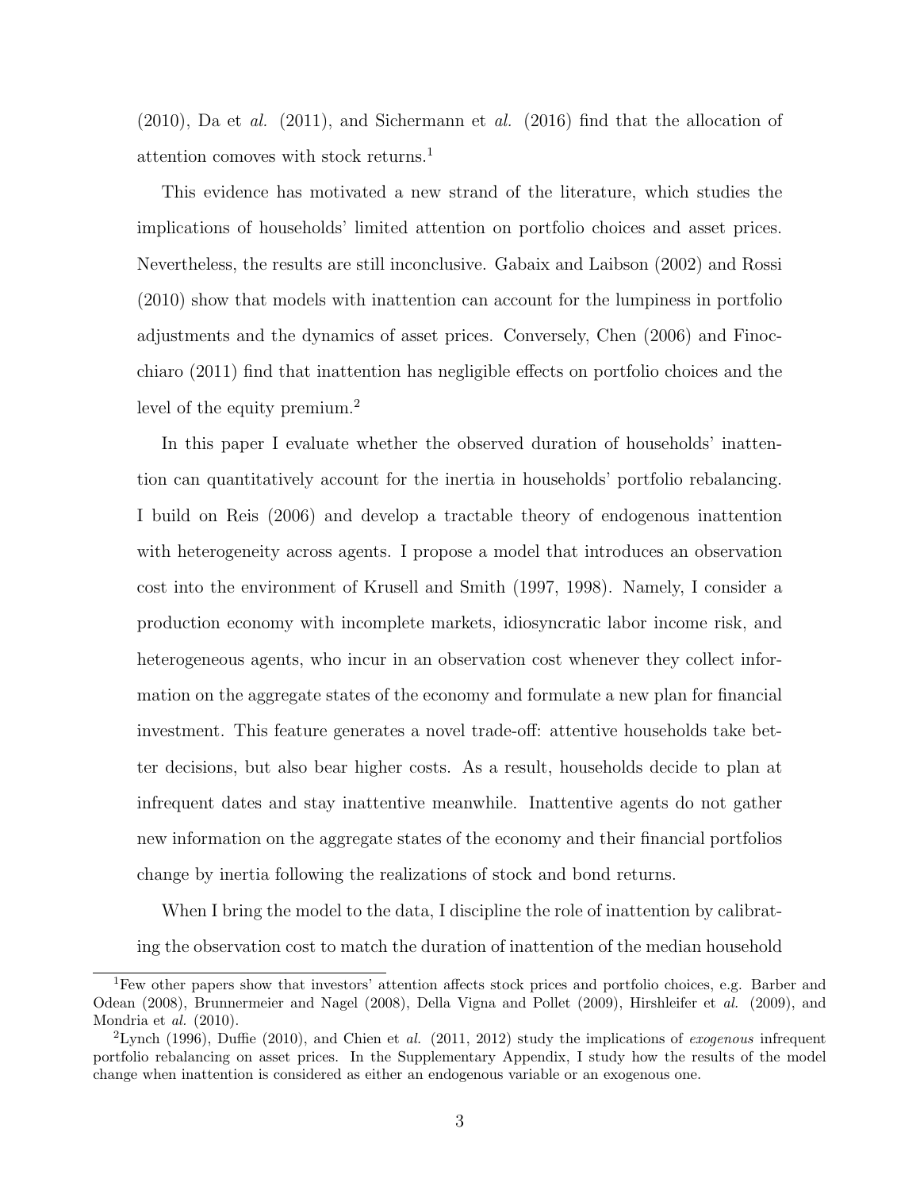(2010), Da et *al.* (2011), and Sichermann et *al.* (2016) find that the allocation of attention comoves with stock returns.[1]

This evidence has motivated a new strand of the literature, which studies the implications of households' limited attention on portfolio choices and asset prices. Nevertheless, the results are still inconclusive. Gabaix and Laibson (2002) and Rossi (2010) show that models with inattention can account for the lumpiness in portfolio adjustments and the dynamics of asset prices. Conversely, Chen (2006) and Finocchiaro (2011) find that inattention has negligible effects on portfolio choices and the level of the equity premium.[2]

In this paper I evaluate whether the observed duration of households' inattention can quantitatively account for the inertia in households' portfolio rebalancing. I build on Reis (2006) and develop a tractable theory of endogenous inattention with heterogeneity across agents. I propose a model that introduces an observation cost into the environment of Krusell and Smith (1997, 1998). Namely, I consider a production economy with incomplete markets, idiosyncratic labor income risk, and heterogeneous agents, who incur in an observation cost whenever they collect information on the aggregate states of the economy and formulate a new plan for financial investment. This feature generates a novel trade-off: attentive households take better decisions, but also bear higher costs. As a result, households decide to plan at infrequent dates and stay inattentive meanwhile. Inattentive agents do not gather new information on the aggregate states of the economy and their financial portfolios change by inertia following the realizations of stock and bond returns.

When I bring the model to the data, I discipline the role of inattention by calibrating the observation cost to match the duration of inattention of the median household

[1] Few other papers show that investors' attention affects stock prices and portfolio choices, e.g. Barber and Odean (2008), Brunnermeier and Nagel (2008), Della Vigna and Pollet (2009), Hirshleifer et *al.* (2009), and Mondria et *al.* (2010).

[2] Lynch (1996), Duffie (2010), and Chien et *al.* (2011, 2012) study the implications of *exogenous* infrequent portfolio rebalancing on asset prices. In the Supplementary Appendix, I study how the results of the model change when inattention is considered as either an endogenous variable or an exogenous one.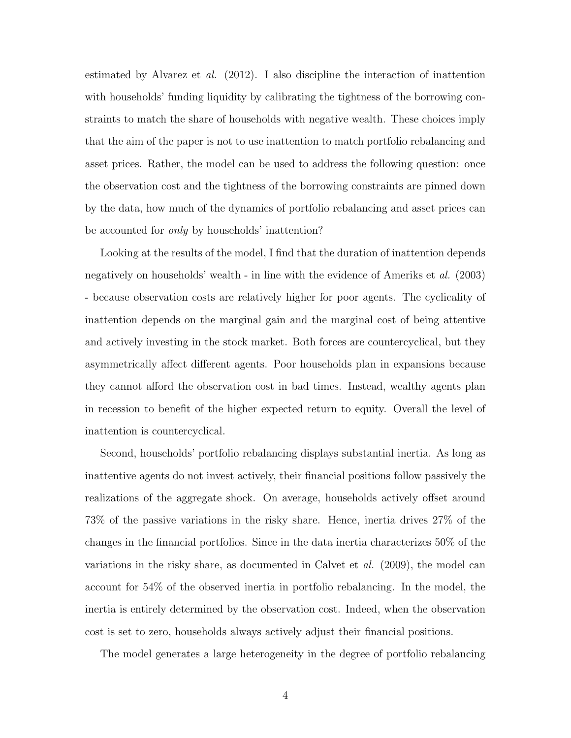estimated by Alvarez et *al.* (2012). I also discipline the interaction of inattention with households' funding liquidity by calibrating the tightness of the borrowing constraints to match the share of households with negative wealth. These choices imply that the aim of the paper is not to use inattention to match portfolio rebalancing and asset prices. Rather, the model can be used to address the following question: once the observation cost and the tightness of the borrowing constraints are pinned down by the data, how much of the dynamics of portfolio rebalancing and asset prices can be accounted for *only* by households' inattention?

Looking at the results of the model, I find that the duration of inattention depends negatively on households' wealth - in line with the evidence of Ameriks et *al.* (2003) - because observation costs are relatively higher for poor agents. The cyclicality of inattention depends on the marginal gain and the marginal cost of being attentive and actively investing in the stock market. Both forces are countercyclical, but they asymmetrically affect different agents. Poor households plan in expansions because they cannot afford the observation cost in bad times. Instead, wealthy agents plan in recession to benefit of the higher expected return to equity. Overall the level of inattention is countercyclical.

Second, households' portfolio rebalancing displays substantial inertia. As long as inattentive agents do not invest actively, their financial positions follow passively the realizations of the aggregate shock. On average, households actively offset around 73% of the passive variations in the risky share. Hence, inertia drives 27% of the changes in the financial portfolios. Since in the data inertia characterizes 50% of the variations in the risky share, as documented in Calvet et *al.* (2009), the model can account for 54% of the observed inertia in portfolio rebalancing. In the model, the inertia is entirely determined by the observation cost. Indeed, when the observation cost is set to zero, households always actively adjust their financial positions.

The model generates a large heterogeneity in the degree of portfolio rebalancing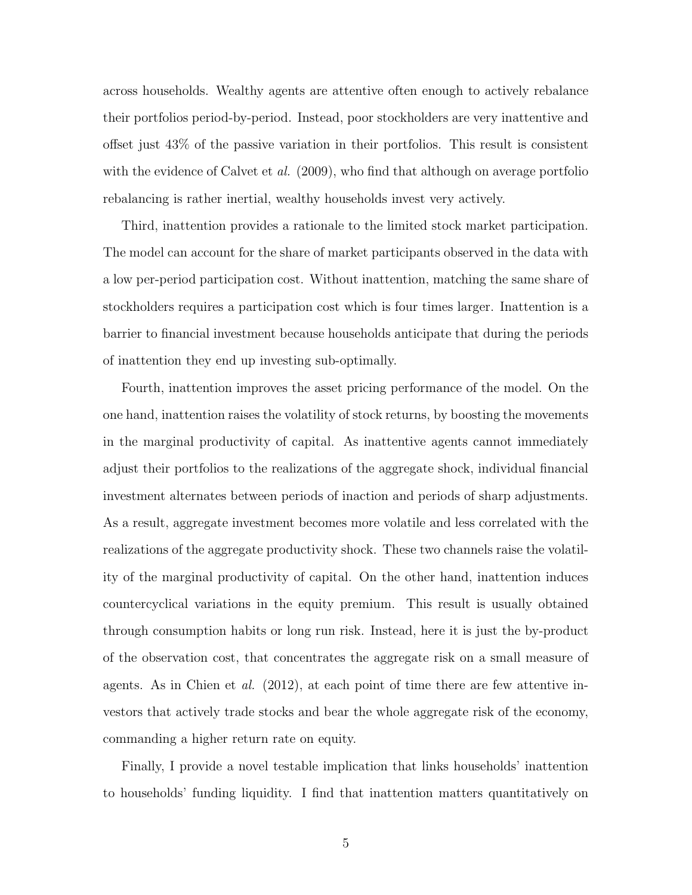across households. Wealthy agents are attentive often enough to actively rebalance their portfolios period-by-period. Instead, poor stockholders are very inattentive and offset just 43% of the passive variation in their portfolios. This result is consistent with the evidence of Calvet et *al.* (2009), who find that although on average portfolio rebalancing is rather inertial, wealthy households invest very actively.

Third, inattention provides a rationale to the limited stock market participation. The model can account for the share of market participants observed in the data with a low per-period participation cost. Without inattention, matching the same share of stockholders requires a participation cost which is four times larger. Inattention is a barrier to financial investment because households anticipate that during the periods of inattention they end up investing sub-optimally.

Fourth, inattention improves the asset pricing performance of the model. On the one hand, inattention raises the volatility of stock returns, by boosting the movements in the marginal productivity of capital. As inattentive agents cannot immediately adjust their portfolios to the realizations of the aggregate shock, individual financial investment alternates between periods of inaction and periods of sharp adjustments. As a result, aggregate investment becomes more volatile and less correlated with the realizations of the aggregate productivity shock. These two channels raise the volatility of the marginal productivity of capital. On the other hand, inattention induces countercyclical variations in the equity premium. This result is usually obtained through consumption habits or long run risk. Instead, here it is just the by-product of the observation cost, that concentrates the aggregate risk on a small measure of agents. As in Chien et *al.* (2012), at each point of time there are few attentive investors that actively trade stocks and bear the whole aggregate risk of the economy, commanding a higher return rate on equity.

Finally, I provide a novel testable implication that links households' inattention to households' funding liquidity. I find that inattention matters quantitatively on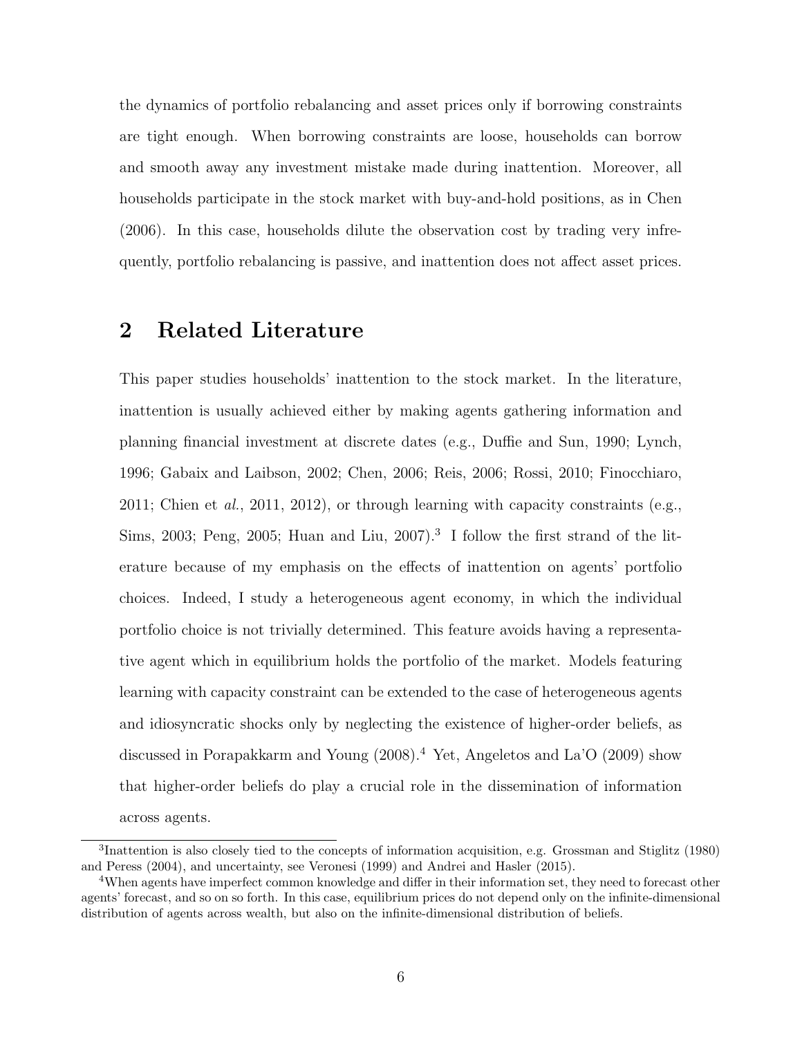the dynamics of portfolio rebalancing and asset prices only if borrowing constraints are tight enough. When borrowing constraints are loose, households can borrow and smooth away any investment mistake made during inattention. Moreover, all households participate in the stock market with buy-and-hold positions, as in Chen (2006). In this case, households dilute the observation cost by trading very infrequently, portfolio rebalancing is passive, and inattention does not affect asset prices.

## 2 Related Literature

This paper studies households' inattention to the stock market. In the literature, inattention is usually achieved either by making agents gathering information and planning financial investment at discrete dates (e.g., Duffie and Sun, 1990; Lynch, 1996; Gabaix and Laibson, 2002; Chen, 2006; Reis, 2006; Rossi, 2010; Finocchiaro, 2011; Chien et *al.*, 2011, 2012), or through learning with capacity constraints (e.g., Sims, 2003; Peng, 2005; Huan and Liu, 2007).[3] I follow the first strand of the literature because of my emphasis on the effects of inattention on agents' portfolio choices. Indeed, I study a heterogeneous agent economy, in which the individual portfolio choice is not trivially determined. This feature avoids having a representative agent which in equilibrium holds the portfolio of the market. Models featuring learning with capacity constraint can be extended to the case of heterogeneous agents and idiosyncratic shocks only by neglecting the existence of higher-order beliefs, as discussed in Porapakkarm and Young (2008).[4] Yet, Angeletos and La'O (2009) show that higher-order beliefs do play a crucial role in the dissemination of information across agents.

[3]Inattention is also closely tied to the concepts of information acquisition, e.g. Grossman and Stiglitz (1980) and Peress (2004), and uncertainty, see Veronesi (1999) and Andrei and Hasler (2015).

[4]When agents have imperfect common knowledge and differ in their information set, they need to forecast other agents' forecast, and so on so forth. In this case, equilibrium prices do not depend only on the infinite-dimensional distribution of agents across wealth, but also on the infinite-dimensional distribution of beliefs.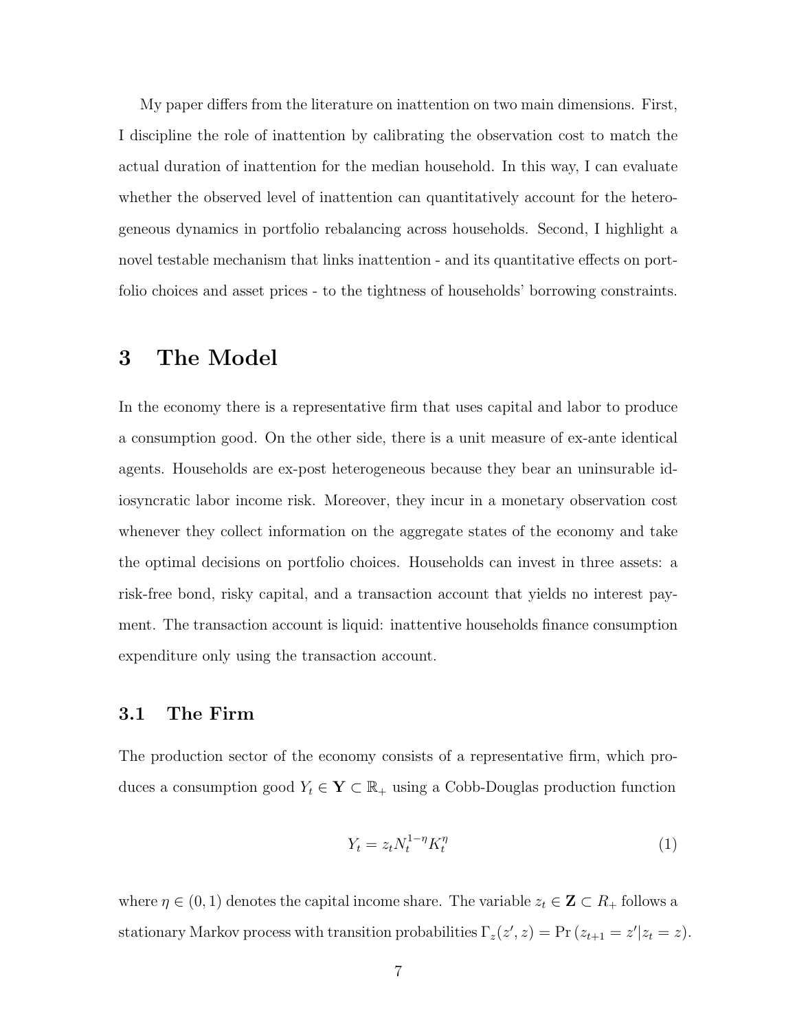My paper differs from the literature on inattention on two main dimensions. First, I discipline the role of inattention by calibrating the observation cost to match the actual duration of inattention for the median household. In this way, I can evaluate whether the observed level of inattention can quantitatively account for the heterogeneous dynamics in portfolio rebalancing across households. Second, I highlight a novel testable mechanism that links inattention - and its quantitative effects on portfolio choices and asset prices - to the tightness of households' borrowing constraints.

# 3 The Model

In the economy there is a representative firm that uses capital and labor to produce a consumption good. On the other side, there is a unit measure of ex-ante identical agents. Households are ex-post heterogeneous because they bear an uninsurable idiosyncratic labor income risk. Moreover, they incur in a monetary observation cost whenever they collect information on the aggregate states of the economy and take the optimal decisions on portfolio choices. Households can invest in three assets: a risk-free bond, risky capital, and a transaction account that yields no interest payment. The transaction account is liquid: inattentive households finance consumption expenditure only using the transaction account.

## 3.1 The Firm

The production sector of the economy consists of a representative firm, which produces a consumption good $Y_t \in \mathbf{Y} \subset \mathbb{R}_+$ using a Cobb-Douglas production function

$$Y_t = z_t N_t^{1-\eta} K_t^{\eta} \tag{1}$$

where $\eta \in (0,1)$ denotes the capital income share. The variable $z_t \in \mathbf{Z} \subset R_+$ follows a stationary Markov process with transition probabilities $\Gamma_z(z', z) = \Pr(z_{t+1} = z' | z_t = z)$.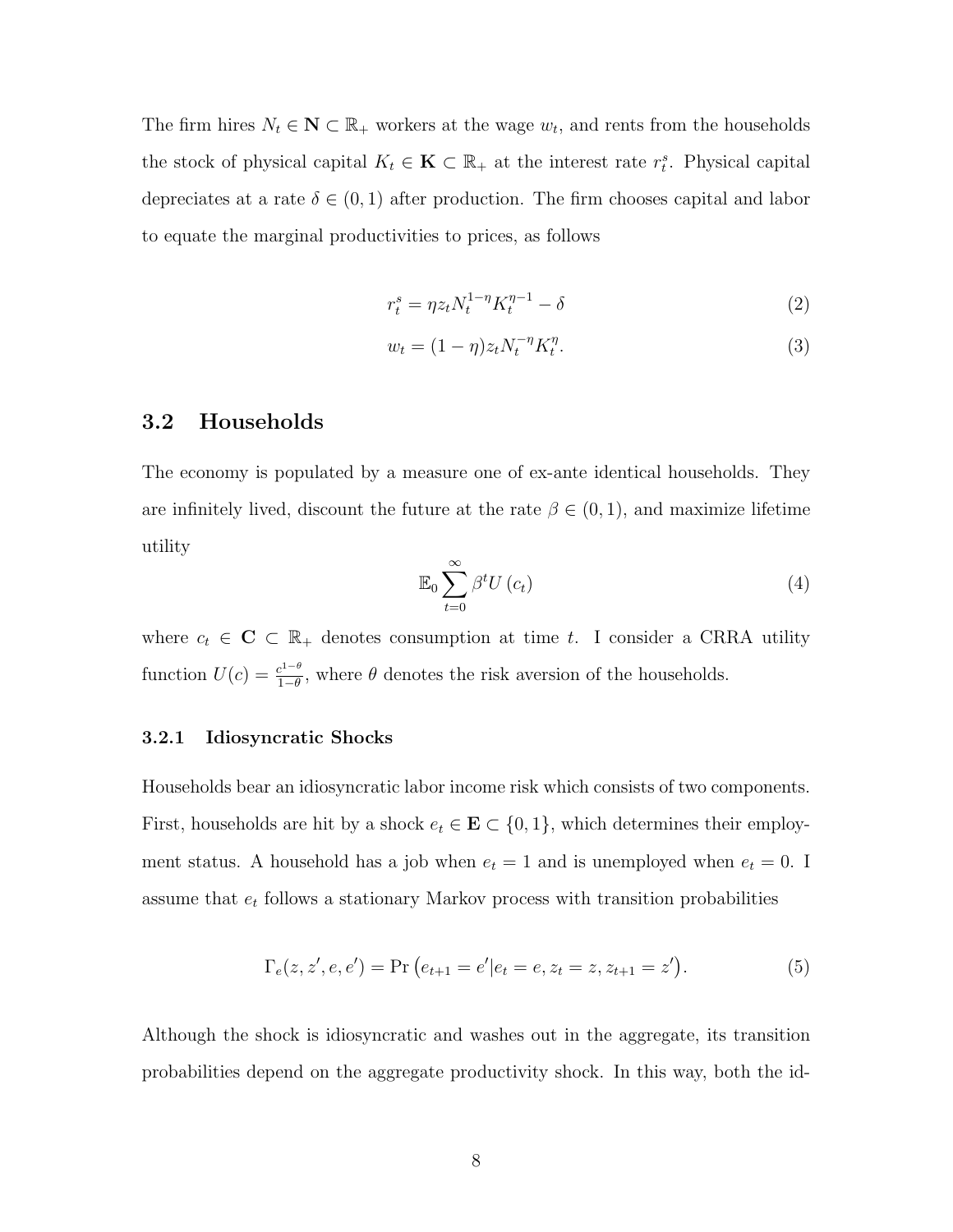The firm hires $N_t \in \mathbf{N} \subset \mathbb{R}_+$ workers at the wage $w_t$, and rents from the households the stock of physical capital $K_t \in \mathbf{K} \subset \mathbb{R}_+$ at the interest rate $r_t^s$. Physical capital depreciates at a rate $\delta \in (0,1)$ after production. The firm chooses capital and labor to equate the marginal productivities to prices, as follows

$$r_t^s = \eta z_t N_t^{1-\eta} K_t^{\eta-1} - \delta \tag{2}$$

$$w_t = (1-\eta) z_t N_t^{-\eta} K_t^{\eta}. \tag{3}$$

## 3.2 Households

The economy is populated by a measure one of ex-ante identical households. They are infinitely lived, discount the future at the rate $\beta \in (0,1)$, and maximize lifetime utility

$$\mathbb{E}_0 \sum_{t=0}^{\infty} \beta^t U(c_t) \tag{4}$$

where $c_t \in \mathbf{C} \subset \mathbb{R}_+$ denotes consumption at time $t$. I consider a CRRA utility function $U(c) = \frac{c^{1-\theta}}{1-\theta}$, where $\theta$ denotes the risk aversion of the households.

### 3.2.1 Idiosyncratic Shocks

Households bear an idiosyncratic labor income risk which consists of two components. First, households are hit by a shock $e_t \in \mathbf{E} \subset \{0,1\}$, which determines their employment status. A household has a job when $e_t = 1$ and is unemployed when $e_t = 0$. I assume that $e_t$ follows a stationary Markov process with transition probabilities

$$\Gamma_e(z, z', e, e') = \Pr\left(e_{t+1} = e' | e_t = e, z_t = z, z_{t+1} = z'\right). \tag{5}$$

Although the shock is idiosyncratic and washes out in the aggregate, its transition probabilities depend on the aggregate productivity shock. In this way, both the id-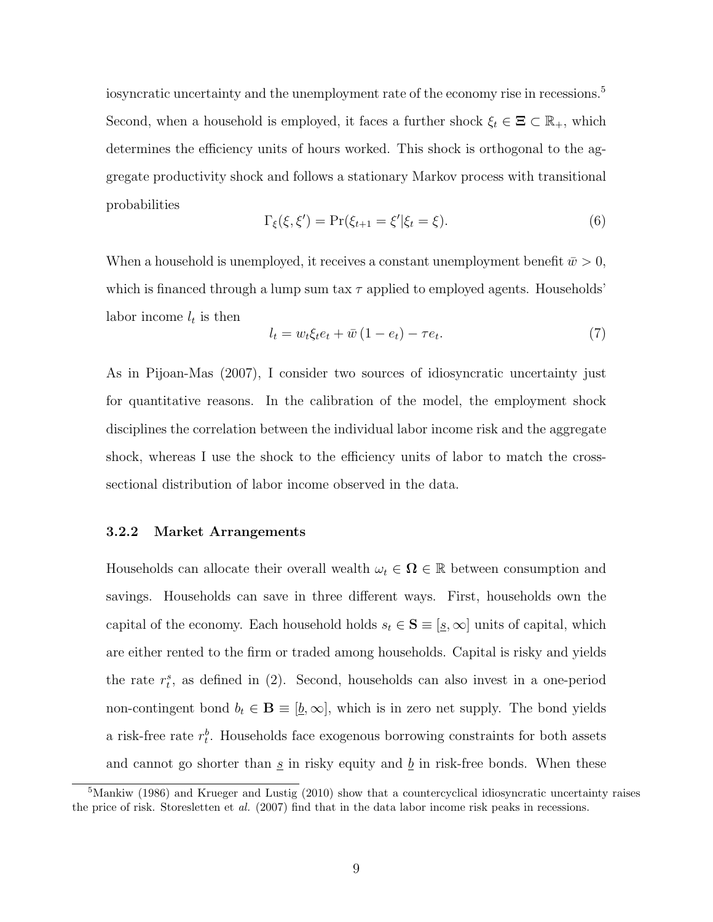iosyncratic uncertainty and the unemployment rate of the economy rise in recessions.[5] Second, when a household is employed, it faces a further shock $\xi_t \in \mathbf{\Xi} \subset \mathbb{R}_+$, which determines the efficiency units of hours worked. This shock is orthogonal to the aggregate productivity shock and follows a stationary Markov process with transitional probabilities

$$\Gamma_\xi(\xi, \xi') = \Pr(\xi_{t+1} = \xi' | \xi_t = \xi). \tag{6}$$

When a household is unemployed, it receives a constant unemployment benefit $\bar{w} > 0$, which is financed through a lump sum tax $\tau$ applied to employed agents. Households' labor income $l_t$ is then

$$l_t = w_t \xi_t e_t + \bar{w}(1 - e_t) - \tau e_t. \tag{7}$$

As in Pijoan-Mas (2007), I consider two sources of idiosyncratic uncertainty just for quantitative reasons. In the calibration of the model, the employment shock disciplines the correlation between the individual labor income risk and the aggregate shock, whereas I use the shock to the efficiency units of labor to match the cross-sectional distribution of labor income observed in the data.

### 3.2.2 Market Arrangements

Households can allocate their overall wealth $\omega_t \in \mathbf{\Omega} \in \mathbb{R}$ between consumption and savings. Households can save in three different ways. First, households own the capital of the economy. Each household holds $s_t \in \mathbf{S} \equiv [\underline{s}, \infty]$ units of capital, which are either rented to the firm or traded among households. Capital is risky and yields the rate $r_t^s$, as defined in (2). Second, households can also invest in a one-period non-contingent bond $b_t \in \mathbf{B} \equiv [\underline{b}, \infty]$, which is in zero net supply. The bond yields a risk-free rate $r_t^b$. Households face exogenous borrowing constraints for both assets and cannot go shorter than $\underline{s}$ in risky equity and $\underline{b}$ in risk-free bonds. When these

[5] Mankiw (1986) and Krueger and Lustig (2010) show that a countercyclical idiosyncratic uncertainty raises the price of risk. Storesletten et *al.* (2007) find that in the data labor income risk peaks in recessions.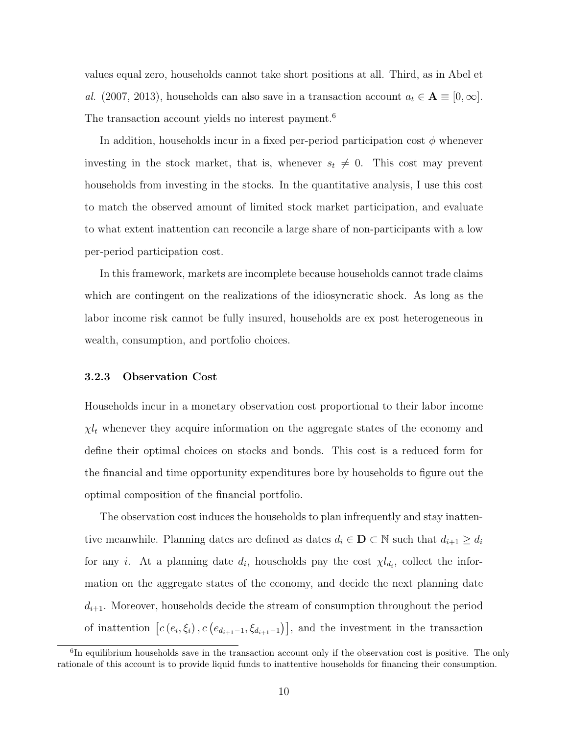values equal zero, households cannot take short positions at all. Third, as in Abel et *al.* (2007, 2013), households can also save in a transaction account $a_t \in \mathbf{A} \equiv [0, \infty]$. The transaction account yields no interest payment.[6]

In addition, households incur in a fixed per-period participation cost $\phi$ whenever investing in the stock market, that is, whenever $s_t \neq 0$. This cost may prevent households from investing in the stocks. In the quantitative analysis, I use this cost to match the observed amount of limited stock market participation, and evaluate to what extent inattention can reconcile a large share of non-participants with a low per-period participation cost.

In this framework, markets are incomplete because households cannot trade claims which are contingent on the realizations of the idiosyncratic shock. As long as the labor income risk cannot be fully insured, households are ex post heterogeneous in wealth, consumption, and portfolio choices.

### 3.2.3 Observation Cost

Households incur in a monetary observation cost proportional to their labor income $\chi l_t$ whenever they acquire information on the aggregate states of the economy and define their optimal choices on stocks and bonds. This cost is a reduced form for the financial and time opportunity expenditures bore by households to figure out the optimal composition of the financial portfolio.

The observation cost induces the households to plan infrequently and stay inattentive meanwhile. Planning dates are defined as dates $d_i \in \mathbf{D} \subset \mathbb{N}$ such that $d_{i+1} \geq d_i$ for any $i$. At a planning date $d_i$, households pay the cost $\chi l_{d_i}$, collect the information on the aggregate states of the economy, and decide the next planning date $d_{i+1}$. Moreover, households decide the stream of consumption throughout the period of inattention $\left[c\left(e_i, \xi_i\right), c\left(e_{d_{i+1}-1}, \xi_{d_{i+1}-1}\right)\right]$, and the investment in the transaction

[6] In equilibrium households save in the transaction account only if the observation cost is positive. The only rationale of this account is to provide liquid funds to inattentive households for financing their consumption.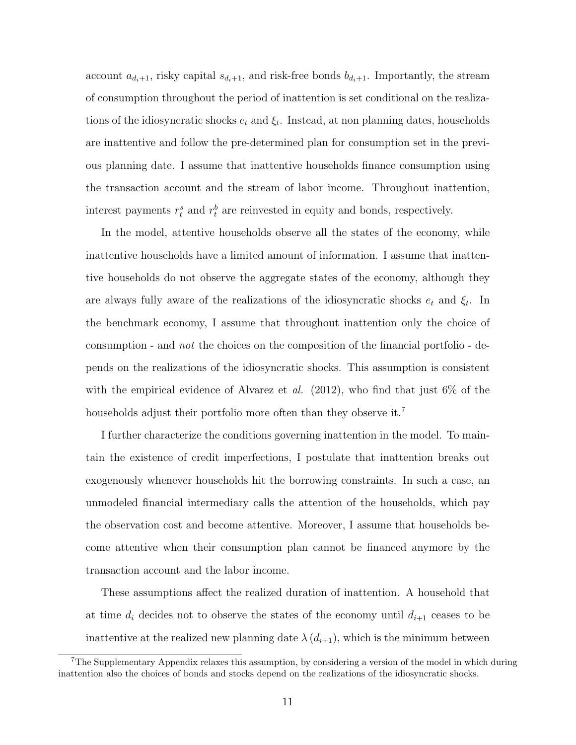account $a_{d_i+1}$, risky capital $s_{d_i+1}$, and risk-free bonds $b_{d_i+1}$. Importantly, the stream of consumption throughout the period of inattention is set conditional on the realizations of the idiosyncratic shocks $e_t$ and $\xi_t$. Instead, at non planning dates, households are inattentive and follow the pre-determined plan for consumption set in the previous planning date. I assume that inattentive households finance consumption using the transaction account and the stream of labor income. Throughout inattention, interest payments $r_t^s$ and $r_t^b$ are reinvested in equity and bonds, respectively.

In the model, attentive households observe all the states of the economy, while inattentive households have a limited amount of information. I assume that inattentive households do not observe the aggregate states of the economy, although they are always fully aware of the realizations of the idiosyncratic shocks $e_t$ and $\xi_t$. In the benchmark economy, I assume that throughout inattention only the choice of consumption - and *not* the choices on the composition of the financial portfolio - depends on the realizations of the idiosyncratic shocks. This assumption is consistent with the empirical evidence of Alvarez et *al.* (2012), who find that just 6% of the households adjust their portfolio more often than they observe it.[7]

I further characterize the conditions governing inattention in the model. To maintain the existence of credit imperfections, I postulate that inattention breaks out exogenously whenever households hit the borrowing constraints. In such a case, an unmodeled financial intermediary calls the attention of the households, which pay the observation cost and become attentive. Moreover, I assume that households become attentive when their consumption plan cannot be financed anymore by the transaction account and the labor income.

These assumptions affect the realized duration of inattention. A household that at time $d_i$ decides not to observe the states of the economy until $d_{i+1}$ ceases to be inattentive at the realized new planning date $\lambda(d_{i+1})$, which is the minimum between

[7] The Supplementary Appendix relaxes this assumption, by considering a version of the model in which during inattention also the choices of bonds and stocks depend on the realizations of the idiosyncratic shocks.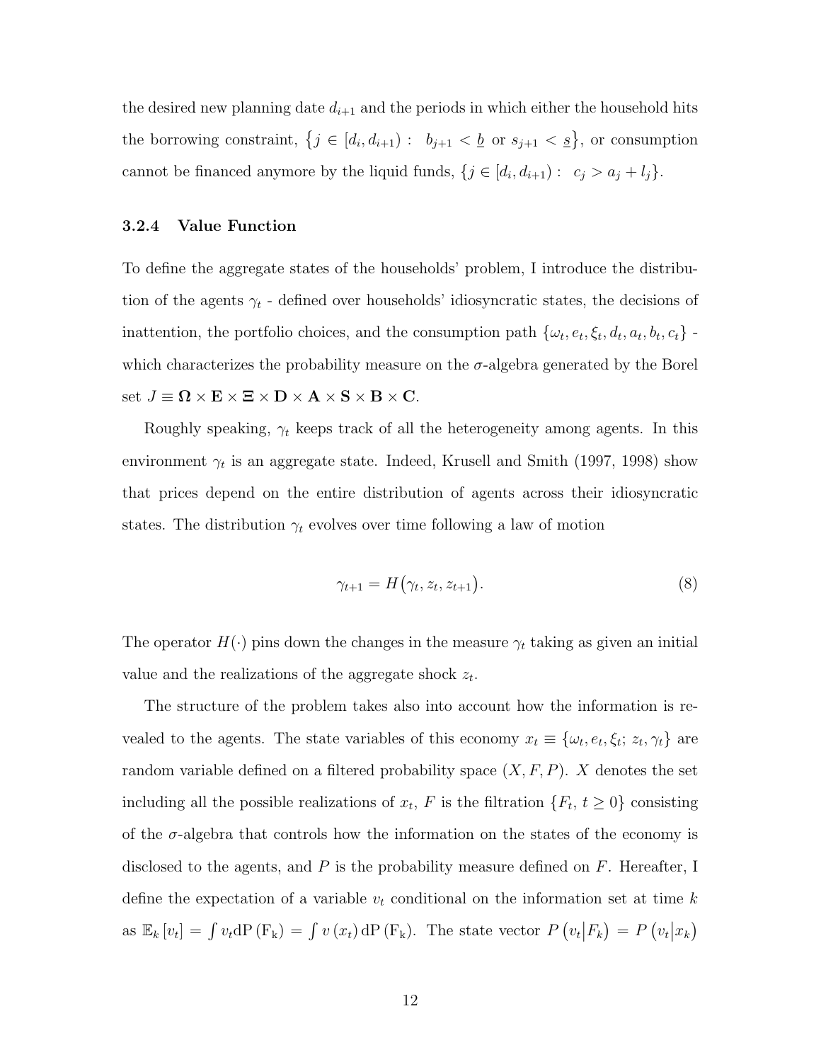the desired new planning date $d_{i+1}$ and the periods in which either the household hits the borrowing constraint, $\{j \in [d_i, d_{i+1}) : \; b_{j+1} < \underline{b} \text{ or } s_{j+1} < \underline{s}\}$, or consumption cannot be financed anymore by the liquid funds, $\{j \in [d_i, d_{i+1}) : \; c_j > a_j + l_j\}$.

### 3.2.4 Value Function

To define the aggregate states of the households' problem, I introduce the distribution of the agents $\gamma_t$ - defined over households' idiosyncratic states, the decisions of inattention, the portfolio choices, and the consumption path $\{\omega_t, e_t, \xi_t, d_t, a_t, b_t, c_t\}$ - which characterizes the probability measure on the $\sigma$-algebra generated by the Borel set $J \equiv \mathbf{\Omega} \times \mathbf{E} \times \mathbf{\Xi} \times \mathbf{D} \times \mathbf{A} \times \mathbf{S} \times \mathbf{B} \times \mathbf{C}$.

Roughly speaking, $\gamma_t$ keeps track of all the heterogeneity among agents. In this environment $\gamma_t$ is an aggregate state. Indeed, Krusell and Smith (1997, 1998) show that prices depend on the entire distribution of agents across their idiosyncratic states. The distribution $\gamma_t$ evolves over time following a law of motion

$$\gamma_{t+1} = H\big(\gamma_t, z_t, z_{t+1}\big). \tag{8}$$

The operator $H(\cdot)$ pins down the changes in the measure $\gamma_t$ taking as given an initial value and the realizations of the aggregate shock $z_t$.

The structure of the problem takes also into account how the information is revealed to the agents. The state variables of this economy $x_t \equiv \{\omega_t, e_t, \xi_t;\, z_t, \gamma_t\}$ are random variable defined on a filtered probability space $(X, F, P)$. $X$ denotes the set including all the possible realizations of $x_t$, $F$ is the filtration $\{F_t,\, t \geq 0\}$ consisting of the $\sigma$-algebra that controls how the information on the states of the economy is disclosed to the agents, and $P$ is the probability measure defined on $F$. Hereafter, I define the expectation of a variable $v_t$ conditional on the information set at time $k$ as $\mathbb{E}_k\left[v_t\right] = \int v_t \mathrm{dP}\left(\mathrm{F_k}\right) = \int v\left(x_t\right) \mathrm{dP}\left(\mathrm{F_k}\right)$. The state vector $P\left(v_t \middle| F_k\right) = P\left(v_t \middle| x_k\right)$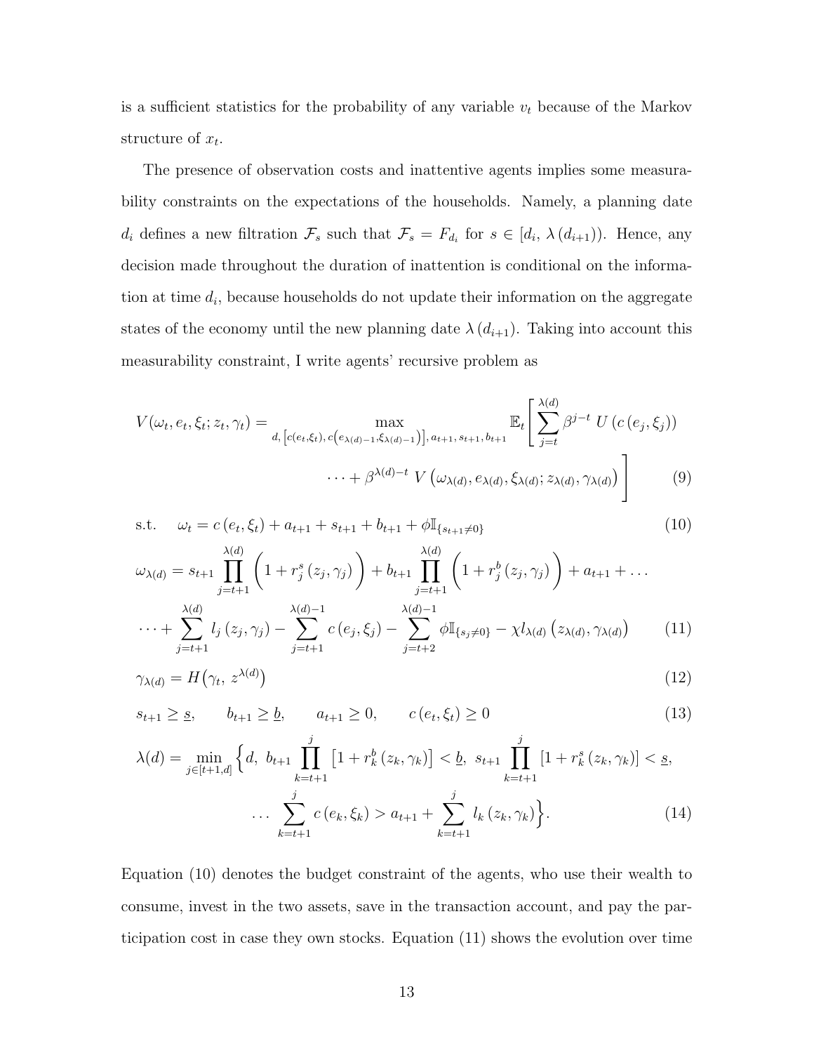is a sufficient statistics for the probability of any variable $v_t$ because of the Markov structure of $x_t$.

The presence of observation costs and inattentive agents implies some measurability constraints on the expectations of the households. Namely, a planning date $d_i$ defines a new filtration $\mathcal{F}_s$ such that $\mathcal{F}_s = F_{d_i}$ for $s \in [d_i,\ \lambda(d_{i+1}))$. Hence, any decision made throughout the duration of inattention is conditional on the information at time $d_i$, because households do not update their information on the aggregate states of the economy until the new planning date $\lambda(d_{i+1})$. Taking into account this measurability constraint, I write agents' recursive problem as

$$V(\omega_t, e_t, \xi_t; z_t, \gamma_t) = \max_{d,\,\left[c(e_t,\xi_t),\, c\left(e_{\lambda(d)-1},\xi_{\lambda(d)-1}\right)\right],\, a_{t+1},\, s_{t+1},\, b_{t+1}} \mathbb{E}_t \left[ \sum_{j=t}^{\lambda(d)} \beta^{j-t}\, U\left(c\left(e_j, \xi_j\right)\right) \right.$$

$$\left. \cdots + \beta^{\lambda(d)-t}\, V\left(\omega_{\lambda(d)}, e_{\lambda(d)}, \xi_{\lambda(d)}; z_{\lambda(d)}, \gamma_{\lambda(d)}\right) \right] \tag{9}$$

$$\text{s.t.} \quad \omega_t = c\left(e_t, \xi_t\right) + a_{t+1} + s_{t+1} + b_{t+1} + \phi \mathbb{I}_{\{s_{t+1} \neq 0\}} \tag{10}$$

$$\omega_{\lambda(d)} = s_{t+1} \prod_{j=t+1}^{\lambda(d)} \Big(1 + r_j^s\left(z_j, \gamma_j\right)\Big) + b_{t+1} \prod_{j=t+1}^{\lambda(d)} \Big(1 + r_j^b\left(z_j, \gamma_j\right)\Big) + a_{t+1} + \ldots$$

$$\cdots + \sum_{j=t+1}^{\lambda(d)} l_j\left(z_j, \gamma_j\right) - \sum_{j=t+1}^{\lambda(d)-1} c\left(e_j, \xi_j\right) - \sum_{j=t+2}^{\lambda(d)-1} \phi \mathbb{I}_{\{s_j \neq 0\}} - \chi l_{\lambda(d)}\left(z_{\lambda(d)}, \gamma_{\lambda(d)}\right) \tag{11}$$

$$\gamma_{\lambda(d)} = H\big(\gamma_t,\ z^{\lambda(d)}\big) \tag{12}$$

$$s_{t+1} \geq \underline{s}, \qquad b_{t+1} \geq \underline{b}, \qquad a_{t+1} \geq 0, \qquad c\left(e_t, \xi_t\right) \geq 0 \tag{13}$$

$$\lambda(d) = \min_{j \in [t+1, d]} \Big\{ d,\ b_{t+1} \prod_{k=t+1}^{j} \left[1 + r_k^b\left(z_k, \gamma_k\right)\right] < \underline{b},\ s_{t+1} \prod_{k=t+1}^{j} \left[1 + r_k^s\left(z_k, \gamma_k\right)\right] < \underline{s},$$

$$\ldots \sum_{k=t+1}^{j} c\left(e_k, \xi_k\right) > a_{t+1} + \sum_{k=t+1}^{j} l_k\left(z_k, \gamma_k\right) \Big\}. \tag{14}$$

Equation (10) denotes the budget constraint of the agents, who use their wealth to consume, invest in the two assets, save in the transaction account, and pay the participation cost in case they own stocks. Equation (11) shows the evolution over time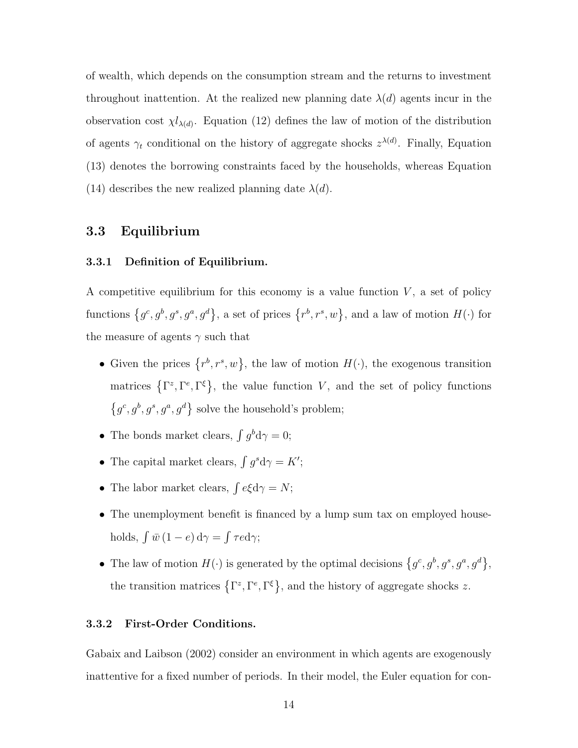of wealth, which depends on the consumption stream and the returns to investment throughout inattention. At the realized new planning date $\lambda(d)$ agents incur in the observation cost $\chi l_{\lambda(d)}$. Equation (12) defines the law of motion of the distribution of agents $\gamma_t$ conditional on the history of aggregate shocks $z^{\lambda(d)}$. Finally, Equation (13) denotes the borrowing constraints faced by the households, whereas Equation (14) describes the new realized planning date $\lambda(d)$.

## 3.3 Equilibrium

### 3.3.1 Definition of Equilibrium.

A competitive equilibrium for this economy is a value function $V$, a set of policy functions $\{g^c, g^b, g^s, g^a, g^d\}$, a set of prices $\{r^b, r^s, w\}$, and a law of motion $H(\cdot)$ for the measure of agents $\gamma$ such that

- Given the prices $\{r^b, r^s, w\}$, the law of motion $H(\cdot)$, the exogenous transition matrices $\{\Gamma^z, \Gamma^e, \Gamma^\xi\}$, the value function $V$, and the set of policy functions $\{g^c, g^b, g^s, g^a, g^d\}$ solve the household's problem;
- The bonds market clears, $\int g^b \mathrm{d}\gamma = 0$;
- The capital market clears, $\int g^s \mathrm{d}\gamma = K'$;
- The labor market clears, $\int e\xi \mathrm{d}\gamma = N$;
- The unemployment benefit is financed by a lump sum tax on employed households, $\int \bar{w}(1-e)\,\mathrm{d}\gamma = \int \tau e \mathrm{d}\gamma$;
- The law of motion $H(\cdot)$ is generated by the optimal decisions $\{g^c, g^b, g^s, g^a, g^d\}$, the transition matrices $\{\Gamma^z, \Gamma^e, \Gamma^\xi\}$, and the history of aggregate shocks $z$.

### 3.3.2 First-Order Conditions.

Gabaix and Laibson (2002) consider an environment in which agents are exogenously inattentive for a fixed number of periods. In their model, the Euler equation for con-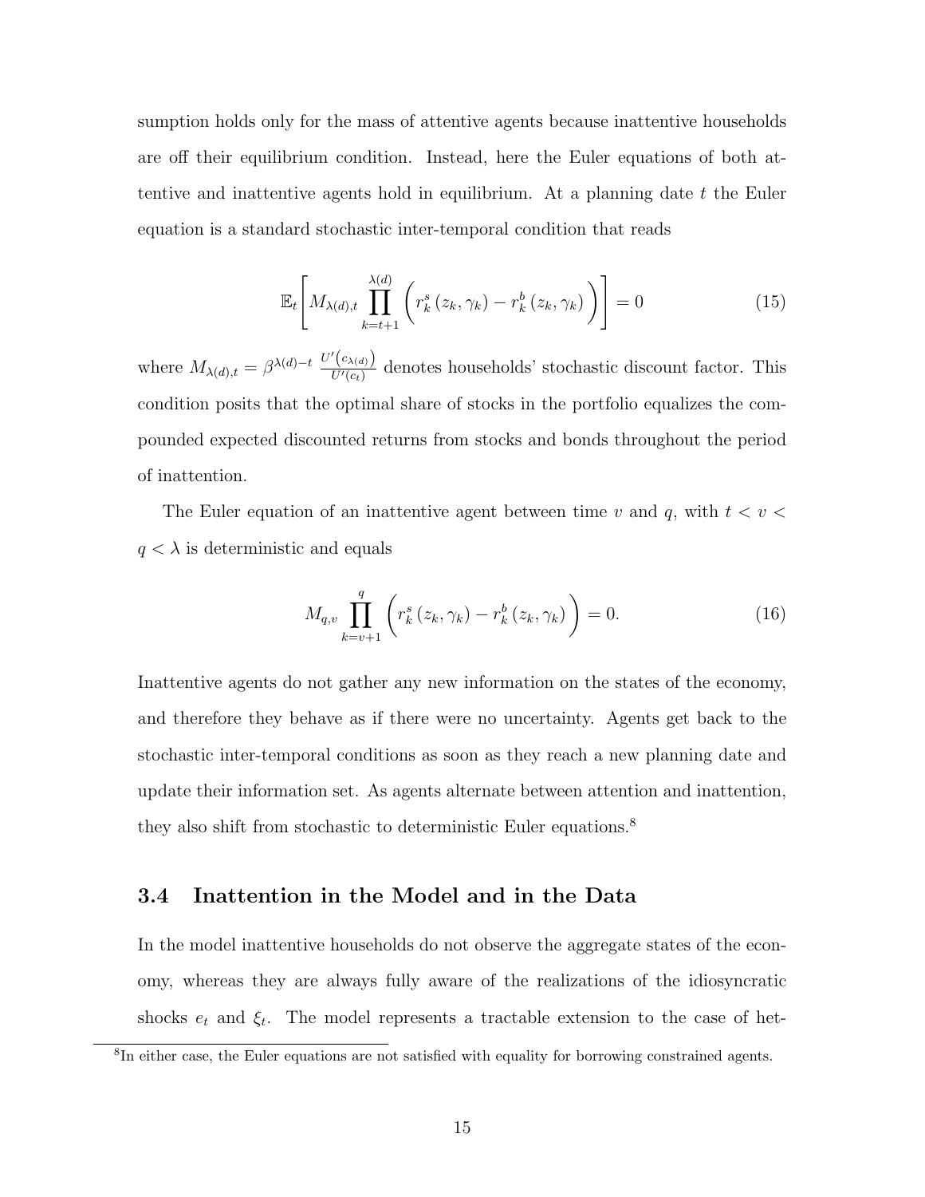sumption holds only for the mass of attentive agents because inattentive households are off their equilibrium condition. Instead, here the Euler equations of both attentive and inattentive agents hold in equilibrium. At a planning date $t$ the Euler equation is a standard stochastic inter-temporal condition that reads

$$\mathbb{E}_t\left[M_{\lambda(d),t}\prod_{k=t+1}^{\lambda(d)}\left(r_k^s\left(z_k,\gamma_k\right)-r_k^b\left(z_k,\gamma_k\right)\right)\right]=0 \tag{15}$$

where $M_{\lambda(d),t}=\beta^{\lambda(d)-t}\frac{U'\left(c_{\lambda(d)}\right)}{U'(c_t)}$ denotes households' stochastic discount factor. This condition posits that the optimal share of stocks in the portfolio equalizes the compounded expected discounted returns from stocks and bonds throughout the period of inattention.

The Euler equation of an inattentive agent between time $v$ and $q$, with $t<v<q<\lambda$ is deterministic and equals

$$M_{q,v}\prod_{k=v+1}^{q}\left(r_k^s\left(z_k,\gamma_k\right)-r_k^b\left(z_k,\gamma_k\right)\right)=0. \tag{16}$$

Inattentive agents do not gather any new information on the states of the economy, and therefore they behave as if there were no uncertainty. Agents get back to the stochastic inter-temporal conditions as soon as they reach a new planning date and update their information set. As agents alternate between attention and inattention, they also shift from stochastic to deterministic Euler equations.[8]

## 3.4 Inattention in the Model and in the Data

In the model inattentive households do not observe the aggregate states of the economy, whereas they are always fully aware of the realizations of the idiosyncratic shocks $e_t$ and $\xi_t$. The model represents a tractable extension to the case of het-

[8] In either case, the Euler equations are not satisfied with equality for borrowing constrained agents.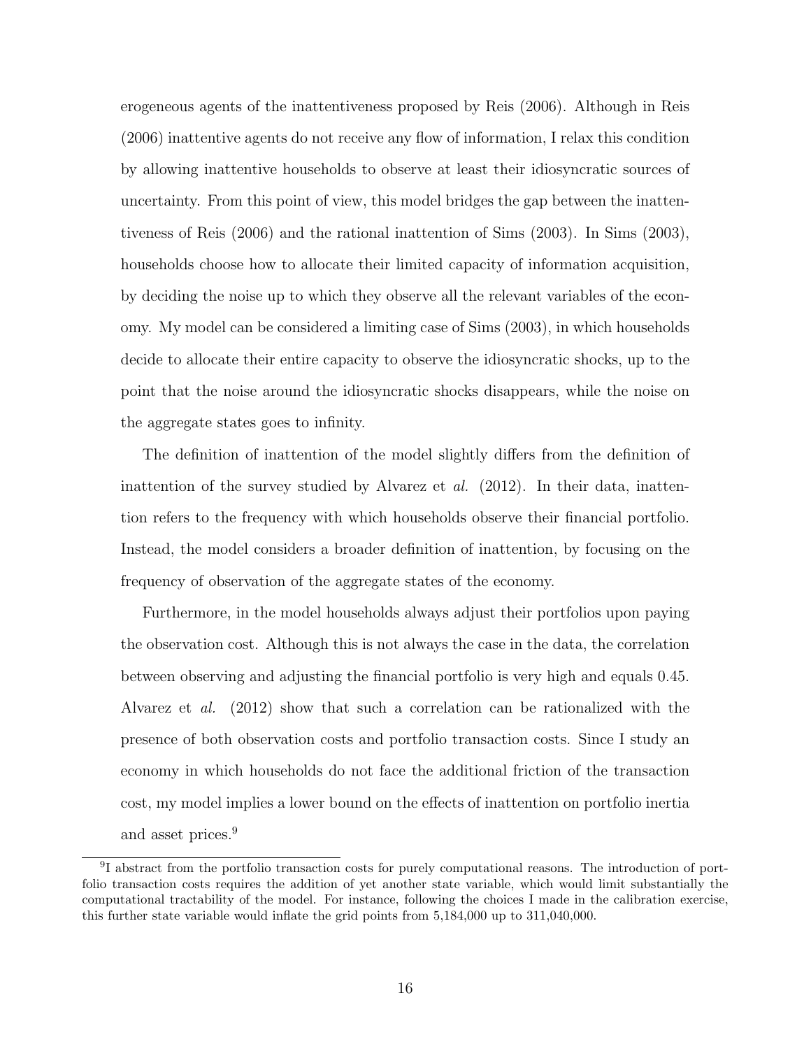erogeneous agents of the inattentiveness proposed by Reis (2006). Although in Reis (2006) inattentive agents do not receive any flow of information, I relax this condition by allowing inattentive households to observe at least their idiosyncratic sources of uncertainty. From this point of view, this model bridges the gap between the inattentiveness of Reis (2006) and the rational inattention of Sims (2003). In Sims (2003), households choose how to allocate their limited capacity of information acquisition, by deciding the noise up to which they observe all the relevant variables of the economy. My model can be considered a limiting case of Sims (2003), in which households decide to allocate their entire capacity to observe the idiosyncratic shocks, up to the point that the noise around the idiosyncratic shocks disappears, while the noise on the aggregate states goes to infinity.

The definition of inattention of the model slightly differs from the definition of inattention of the survey studied by Alvarez et *al.* (2012). In their data, inattention refers to the frequency with which households observe their financial portfolio. Instead, the model considers a broader definition of inattention, by focusing on the frequency of observation of the aggregate states of the economy.

Furthermore, in the model households always adjust their portfolios upon paying the observation cost. Although this is not always the case in the data, the correlation between observing and adjusting the financial portfolio is very high and equals 0.45. Alvarez et *al.* (2012) show that such a correlation can be rationalized with the presence of both observation costs and portfolio transaction costs. Since I study an economy in which households do not face the additional friction of the transaction cost, my model implies a lower bound on the effects of inattention on portfolio inertia and asset prices.[9]

[9] I abstract from the portfolio transaction costs for purely computational reasons. The introduction of portfolio transaction costs requires the addition of yet another state variable, which would limit substantially the computational tractability of the model. For instance, following the choices I made in the calibration exercise, this further state variable would inflate the grid points from 5,184,000 up to 311,040,000.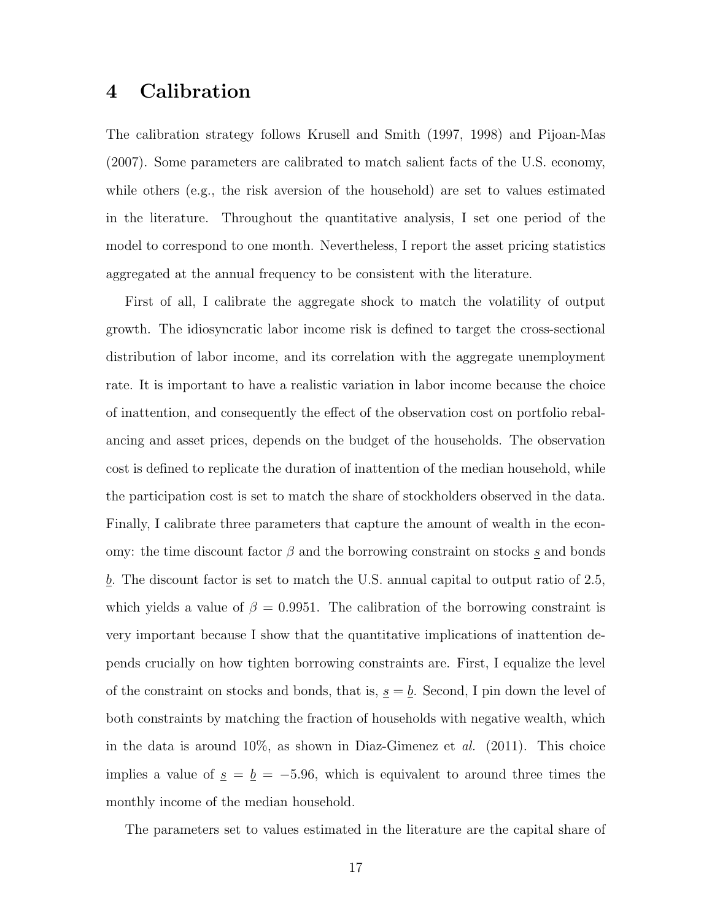# 4 Calibration

The calibration strategy follows Krusell and Smith (1997, 1998) and Pijoan-Mas (2007). Some parameters are calibrated to match salient facts of the U.S. economy, while others (e.g., the risk aversion of the household) are set to values estimated in the literature. Throughout the quantitative analysis, I set one period of the model to correspond to one month. Nevertheless, I report the asset pricing statistics aggregated at the annual frequency to be consistent with the literature.

First of all, I calibrate the aggregate shock to match the volatility of output growth. The idiosyncratic labor income risk is defined to target the cross-sectional distribution of labor income, and its correlation with the aggregate unemployment rate. It is important to have a realistic variation in labor income because the choice of inattention, and consequently the effect of the observation cost on portfolio rebalancing and asset prices, depends on the budget of the households. The observation cost is defined to replicate the duration of inattention of the median household, while the participation cost is set to match the share of stockholders observed in the data. Finally, I calibrate three parameters that capture the amount of wealth in the economy: the time discount factor $\beta$ and the borrowing constraint on stocks $\underline{s}$ and bonds $\underline{b}$. The discount factor is set to match the U.S. annual capital to output ratio of 2.5, which yields a value of $\beta = 0.9951$. The calibration of the borrowing constraint is very important because I show that the quantitative implications of inattention depends crucially on how tighten borrowing constraints are. First, I equalize the level of the constraint on stocks and bonds, that is, $\underline{s} = \underline{b}$. Second, I pin down the level of both constraints by matching the fraction of households with negative wealth, which in the data is around 10%, as shown in Diaz-Gimenez et *al.* (2011). This choice implies a value of $\underline{s} = \underline{b} = -5.96$, which is equivalent to around three times the monthly income of the median household.

The parameters set to values estimated in the literature are the capital share of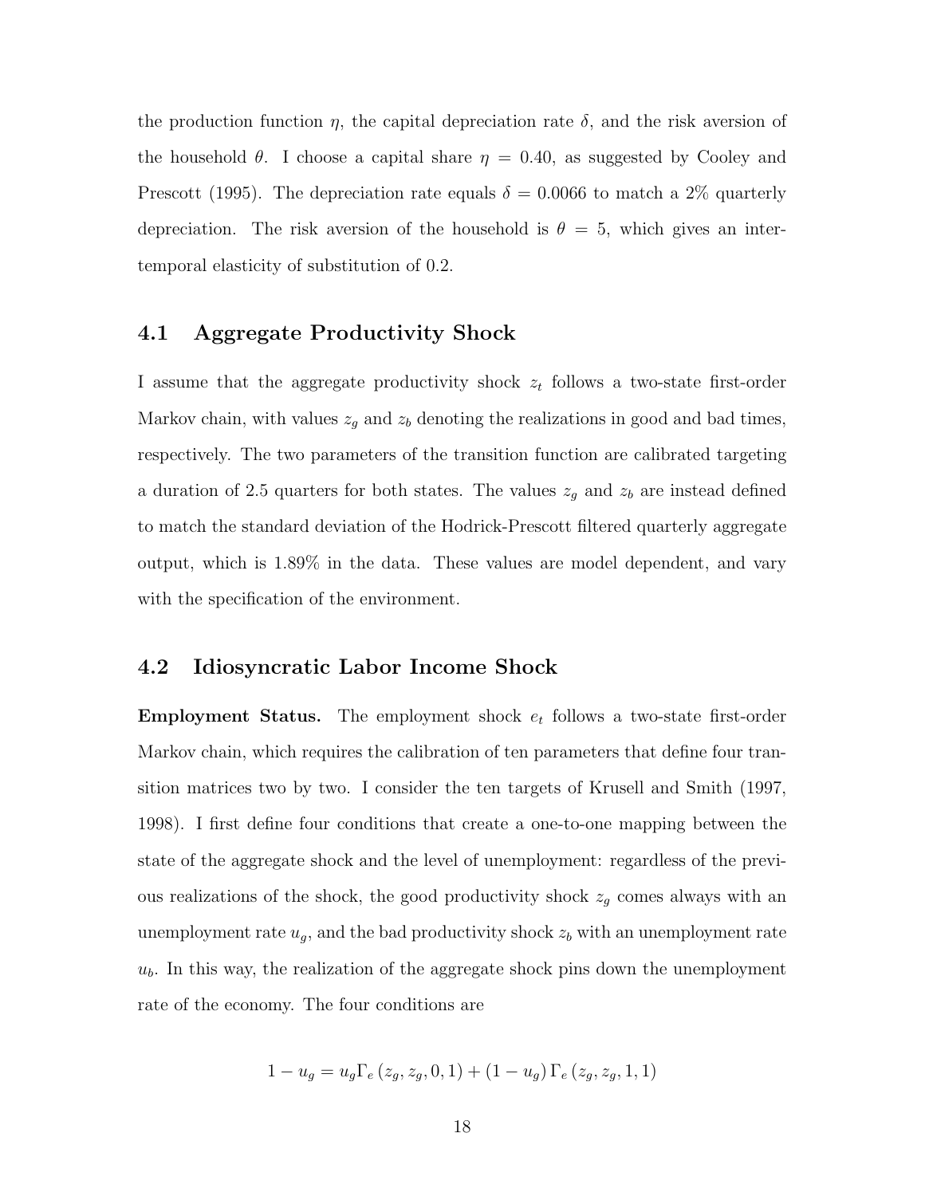the production function $\eta$, the capital depreciation rate $\delta$, and the risk aversion of the household $\theta$. I choose a capital share $\eta = 0.40$, as suggested by Cooley and Prescott (1995). The depreciation rate equals $\delta = 0.0066$ to match a 2% quarterly depreciation. The risk aversion of the household is $\theta = 5$, which gives an intertemporal elasticity of substitution of 0.2.

## 4.1 Aggregate Productivity Shock

I assume that the aggregate productivity shock $z_t$ follows a two-state first-order Markov chain, with values $z_g$ and $z_b$ denoting the realizations in good and bad times, respectively. The two parameters of the transition function are calibrated targeting a duration of 2.5 quarters for both states. The values $z_g$ and $z_b$ are instead defined to match the standard deviation of the Hodrick-Prescott filtered quarterly aggregate output, which is 1.89% in the data. These values are model dependent, and vary with the specification of the environment.

## 4.2 Idiosyncratic Labor Income Shock

**Employment Status.** The employment shock $e_t$ follows a two-state first-order Markov chain, which requires the calibration of ten parameters that define four transition matrices two by two. I consider the ten targets of Krusell and Smith (1997, 1998). I first define four conditions that create a one-to-one mapping between the state of the aggregate shock and the level of unemployment: regardless of the previous realizations of the shock, the good productivity shock $z_g$ comes always with an unemployment rate $u_g$, and the bad productivity shock $z_b$ with an unemployment rate $u_b$. In this way, the realization of the aggregate shock pins down the unemployment rate of the economy. The four conditions are

$$1 - u_g = u_g \Gamma_e \left( z_g, z_g, 0, 1 \right) + \left( 1 - u_g \right) \Gamma_e \left( z_g, z_g, 1, 1 \right)$$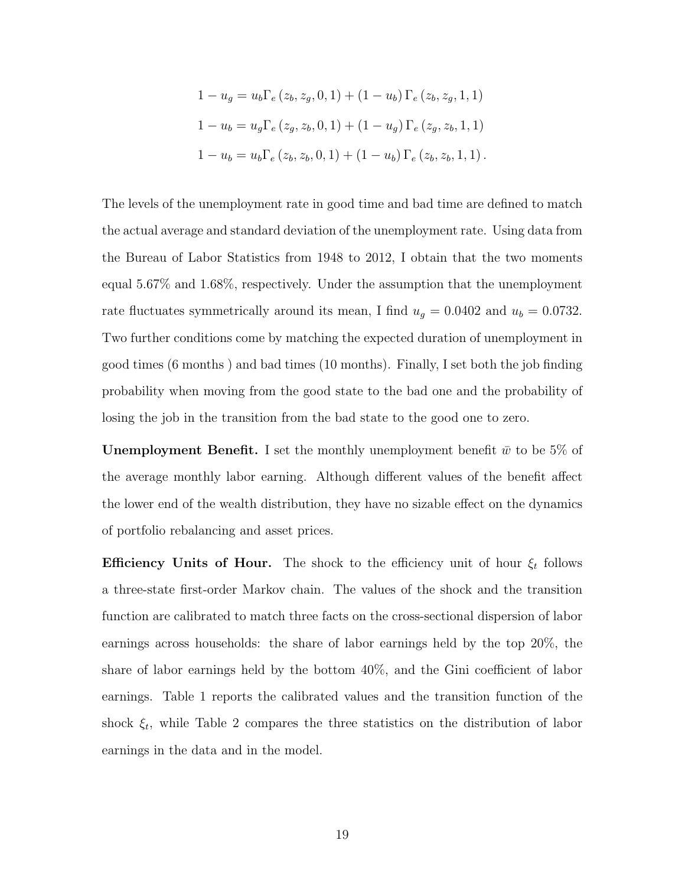$$
\begin{aligned}
1 - u_g &= u_b \Gamma_e \left(z_b, z_g, 0, 1\right) + \left(1 - u_b\right) \Gamma_e \left(z_b, z_g, 1, 1\right) \\
1 - u_b &= u_g \Gamma_e \left(z_g, z_b, 0, 1\right) + \left(1 - u_g\right) \Gamma_e \left(z_g, z_b, 1, 1\right) \\
1 - u_b &= u_b \Gamma_e \left(z_b, z_b, 0, 1\right) + \left(1 - u_b\right) \Gamma_e \left(z_b, z_b, 1, 1\right).
\end{aligned}
$$

The levels of the unemployment rate in good time and bad time are defined to match the actual average and standard deviation of the unemployment rate. Using data from the Bureau of Labor Statistics from 1948 to 2012, I obtain that the two moments equal 5.67% and 1.68%, respectively. Under the assumption that the unemployment rate fluctuates symmetrically around its mean, I find $u_g = 0.0402$ and $u_b = 0.0732$. Two further conditions come by matching the expected duration of unemployment in good times (6 months ) and bad times (10 months). Finally, I set both the job finding probability when moving from the good state to the bad one and the probability of losing the job in the transition from the bad state to the good one to zero.

**Unemployment Benefit.** I set the monthly unemployment benefit $\bar{w}$ to be 5% of the average monthly labor earning. Although different values of the benefit affect the lower end of the wealth distribution, they have no sizable effect on the dynamics of portfolio rebalancing and asset prices.

**Efficiency Units of Hour.** The shock to the efficiency unit of hour $\xi_t$ follows a three-state first-order Markov chain. The values of the shock and the transition function are calibrated to match three facts on the cross-sectional dispersion of labor earnings across households: the share of labor earnings held by the top 20%, the share of labor earnings held by the bottom 40%, and the Gini coefficient of labor earnings. Table 1 reports the calibrated values and the transition function of the shock $\xi_t$, while Table 2 compares the three statistics on the distribution of labor earnings in the data and in the model.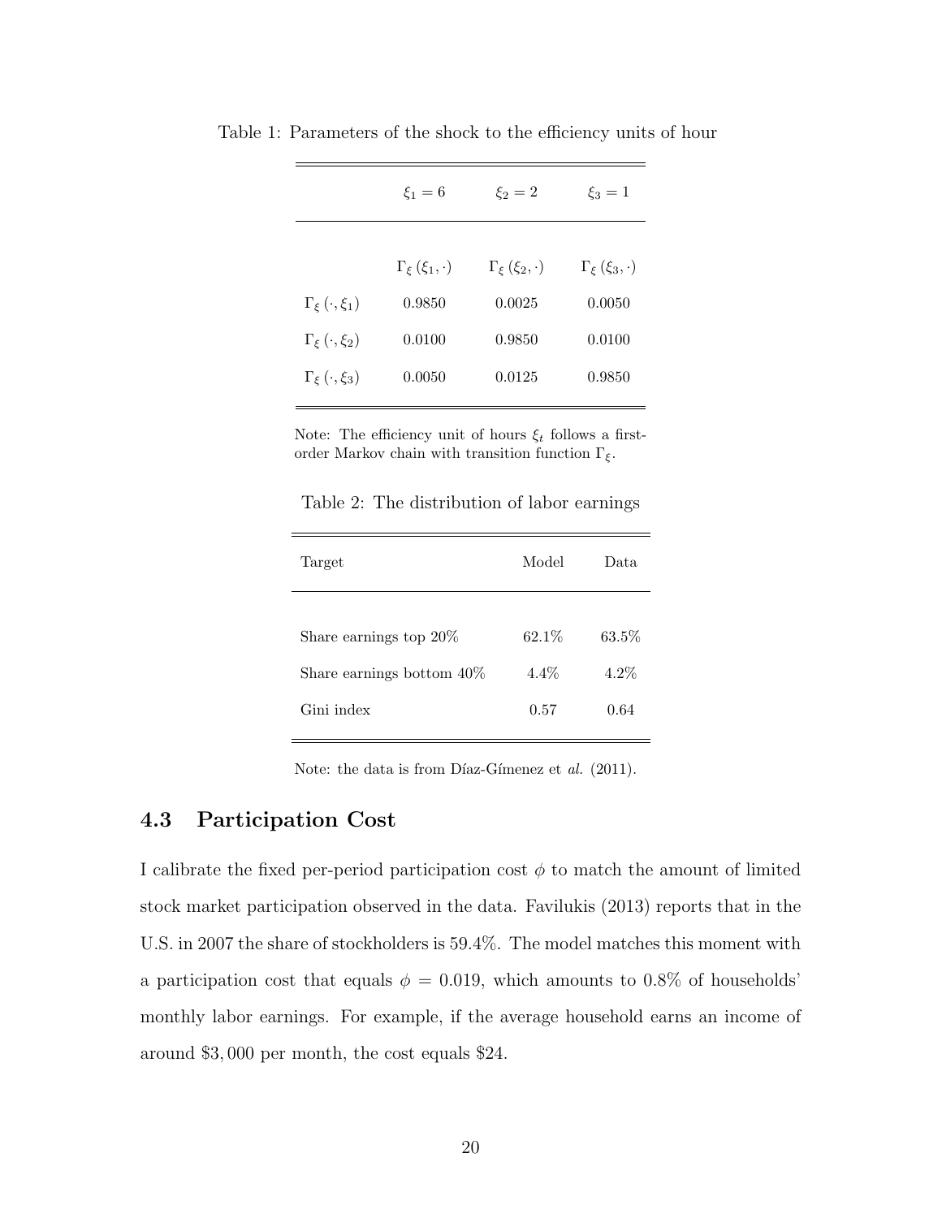Table 1: Parameters of the shock to the efficiency units of hour

| | $\xi_1 = 6$ | $\xi_2 = 2$ | $\xi_3 = 1$ |
|---|---|---|---|
| | $\Gamma_\xi(\xi_1, \cdot)$ | $\Gamma_\xi(\xi_2, \cdot)$ | $\Gamma_\xi(\xi_3, \cdot)$ |
| $\Gamma_\xi(\cdot, \xi_1)$ | 0.9850 | 0.0025 | 0.0050 |
| $\Gamma_\xi(\cdot, \xi_2)$ | 0.0100 | 0.9850 | 0.0100 |
| $\Gamma_\xi(\cdot, \xi_3)$ | 0.0050 | 0.0125 | 0.9850 |

Note: The efficiency unit of hours $\xi_t$ follows a first-order Markov chain with transition function $\Gamma_\xi$.

Table 2: The distribution of labor earnings

| Target | Model | Data |
|---|---|---|
| Share earnings top 20% | 62.1% | 63.5% |
| Share earnings bottom 40% | 4.4% | 4.2% |
| Gini index | 0.57 | 0.64 |

Note: the data is from Díaz-Gímenez et *al.* (2011).

### 4.3 Participation Cost

I calibrate the fixed per-period participation cost $\phi$ to match the amount of limited stock market participation observed in the data. Favilukis (2013) reports that in the U.S. in 2007 the share of stockholders is 59.4%. The model matches this moment with a participation cost that equals $\phi = 0.019$, which amounts to 0.8% of households' monthly labor earnings. For example, if the average household earns an income of around \$3,000 per month, the cost equals \$24.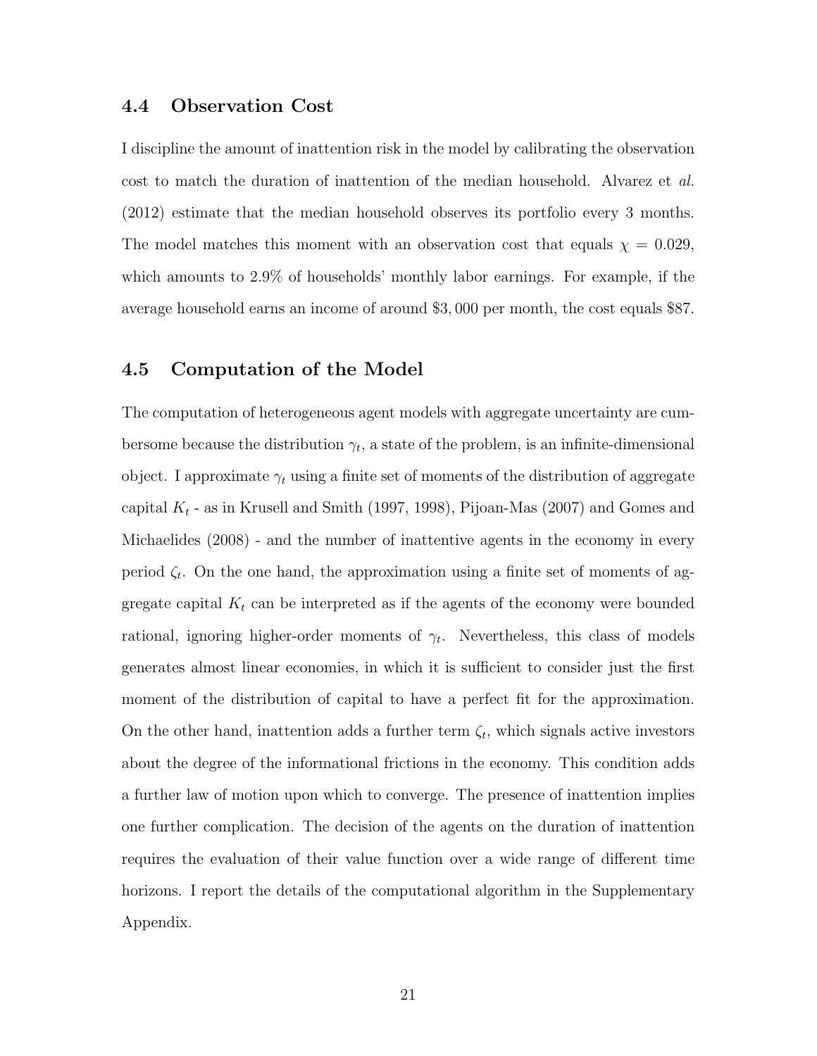## 4.4 Observation Cost

I discipline the amount of inattention risk in the model by calibrating the observation cost to match the duration of inattention of the median household. Alvarez et *al.* (2012) estimate that the median household observes its portfolio every 3 months. The model matches this moment with an observation cost that equals $\chi = 0.029$, which amounts to 2.9% of households' monthly labor earnings. For example, if the average household earns an income of around $3,000 per month, the cost equals $87.

## 4.5 Computation of the Model

The computation of heterogeneous agent models with aggregate uncertainty are cumbersome because the distribution $\gamma_t$, a state of the problem, is an infinite-dimensional object. I approximate $\gamma_t$ using a finite set of moments of the distribution of aggregate capital $K_t$ - as in Krusell and Smith (1997, 1998), Pijoan-Mas (2007) and Gomes and Michaelides (2008) - and the number of inattentive agents in the economy in every period $\zeta_t$. On the one hand, the approximation using a finite set of moments of aggregate capital $K_t$ can be interpreted as if the agents of the economy were bounded rational, ignoring higher-order moments of $\gamma_t$. Nevertheless, this class of models generates almost linear economies, in which it is sufficient to consider just the first moment of the distribution of capital to have a perfect fit for the approximation. On the other hand, inattention adds a further term $\zeta_t$, which signals active investors about the degree of the informational frictions in the economy. This condition adds a further law of motion upon which to converge. The presence of inattention implies one further complication. The decision of the agents on the duration of inattention requires the evaluation of their value function over a wide range of different time horizons. I report the details of the computational algorithm in the Supplementary Appendix.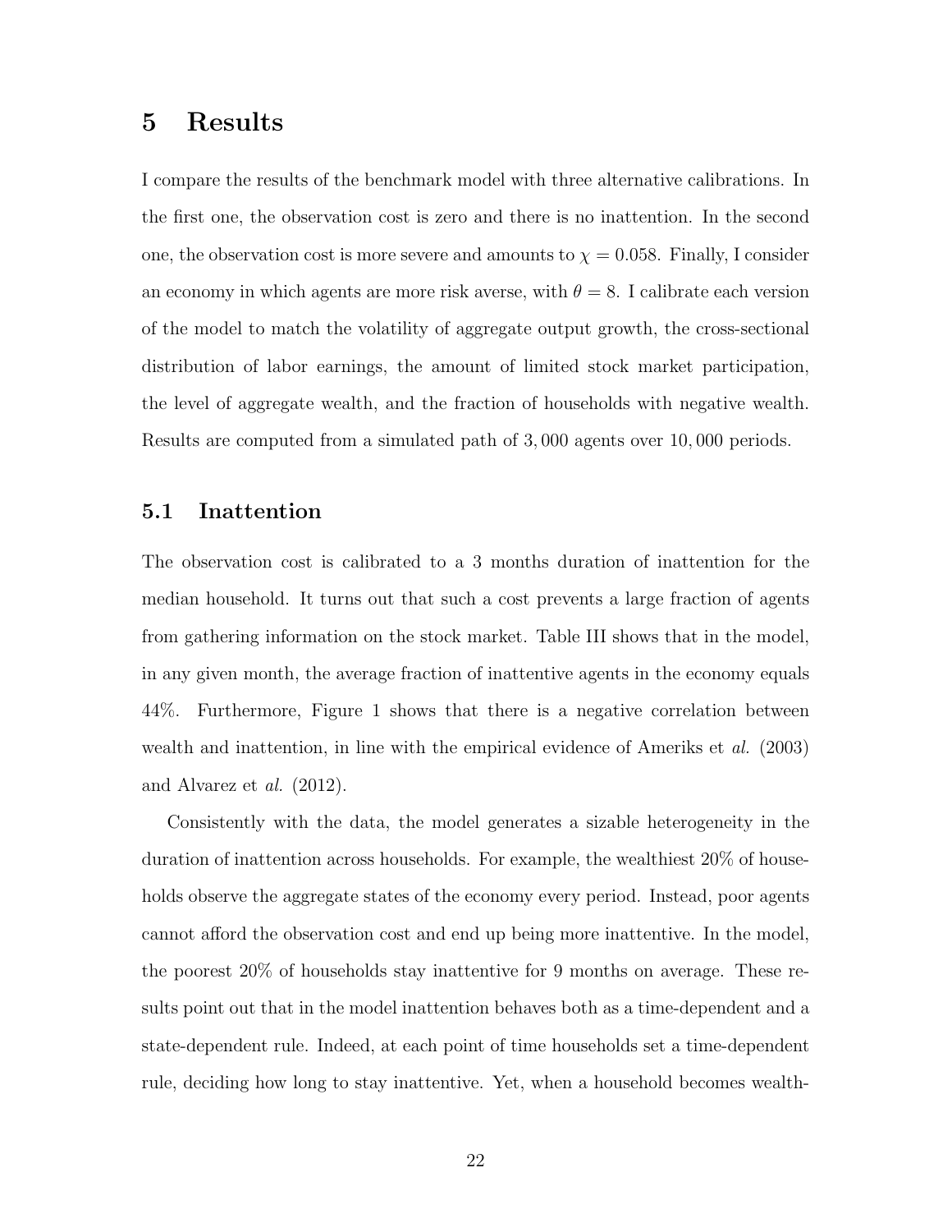# 5 Results

I compare the results of the benchmark model with three alternative calibrations. In the first one, the observation cost is zero and there is no inattention. In the second one, the observation cost is more severe and amounts to $\chi = 0.058$. Finally, I consider an economy in which agents are more risk averse, with $\theta = 8$. I calibrate each version of the model to match the volatility of aggregate output growth, the cross-sectional distribution of labor earnings, the amount of limited stock market participation, the level of aggregate wealth, and the fraction of households with negative wealth. Results are computed from a simulated path of 3,000 agents over 10,000 periods.

## 5.1 Inattention

The observation cost is calibrated to a 3 months duration of inattention for the median household. It turns out that such a cost prevents a large fraction of agents from gathering information on the stock market. Table III shows that in the model, in any given month, the average fraction of inattentive agents in the economy equals 44%. Furthermore, Figure 1 shows that there is a negative correlation between wealth and inattention, in line with the empirical evidence of Ameriks et *al.* (2003) and Alvarez et *al.* (2012).

Consistently with the data, the model generates a sizable heterogeneity in the duration of inattention across households. For example, the wealthiest 20% of households observe the aggregate states of the economy every period. Instead, poor agents cannot afford the observation cost and end up being more inattentive. In the model, the poorest 20% of households stay inattentive for 9 months on average. These results point out that in the model inattention behaves both as a time-dependent and a state-dependent rule. Indeed, at each point of time households set a time-dependent rule, deciding how long to stay inattentive. Yet, when a household becomes wealth-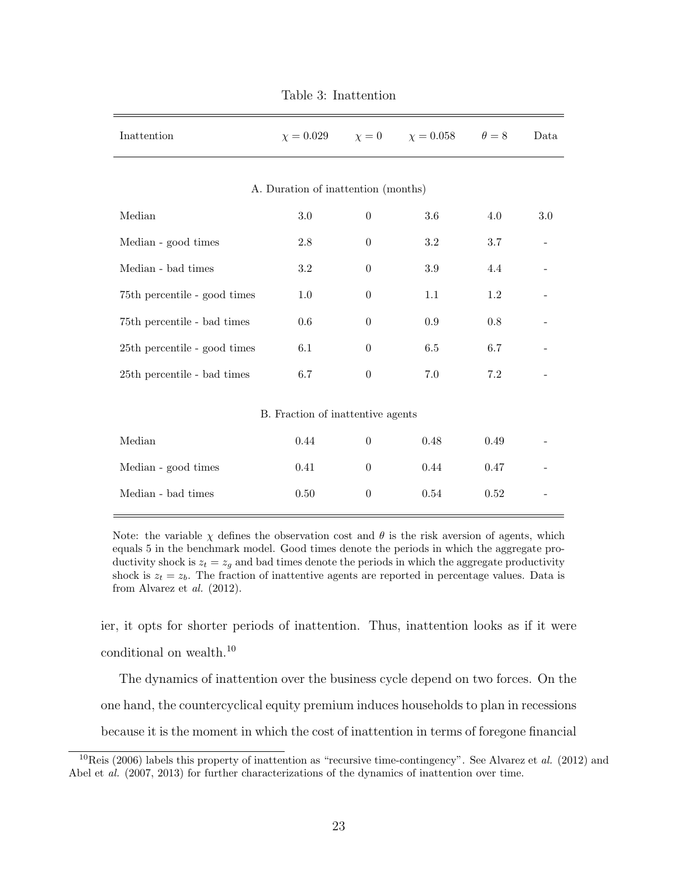Table 3: Inattention

| Inattention | $\chi = 0.029$ | $\chi = 0$ | $\chi = 0.058$ | $\theta = 8$ | Data |
|---|---|---|---|---|---|
| A. Duration of inattention (months) | | | | | |
| Median | 3.0 | 0 | 3.6 | 4.0 | 3.0 |
| Median - good times | 2.8 | 0 | 3.2 | 3.7 | - |
| Median - bad times | 3.2 | 0 | 3.9 | 4.4 | - |
| 75th percentile - good times | 1.0 | 0 | 1.1 | 1.2 | - |
| 75th percentile - bad times | 0.6 | 0 | 0.9 | 0.8 | - |
| 25th percentile - good times | 6.1 | 0 | 6.5 | 6.7 | - |
| 25th percentile - bad times | 6.7 | 0 | 7.0 | 7.2 | - |
| B. Fraction of inattentive agents | | | | | |
| Median | 0.44 | 0 | 0.48 | 0.49 | - |
| Median - good times | 0.41 | 0 | 0.44 | 0.47 | - |
| Median - bad times | 0.50 | 0 | 0.54 | 0.52 | - |

Note: the variable $\chi$ defines the observation cost and $\theta$ is the risk aversion of agents, which equals 5 in the benchmark model. Good times denote the periods in which the aggregate productivity shock is $z_t = z_g$ and bad times denote the periods in which the aggregate productivity shock is $z_t = z_b$. The fraction of inattentive agents are reported in percentage values. Data is from Alvarez et *al.* (2012).

ier, it opts for shorter periods of inattention. Thus, inattention looks as if it were conditional on wealth.[10]

The dynamics of inattention over the business cycle depend on two forces. On the one hand, the countercyclical equity premium induces households to plan in recessions because it is the moment in which the cost of inattention in terms of foregone financial

[10] Reis (2006) labels this property of inattention as "recursive time-contingency". See Alvarez et *al.* (2012) and Abel et *al.* (2007, 2013) for further characterizations of the dynamics of inattention over time.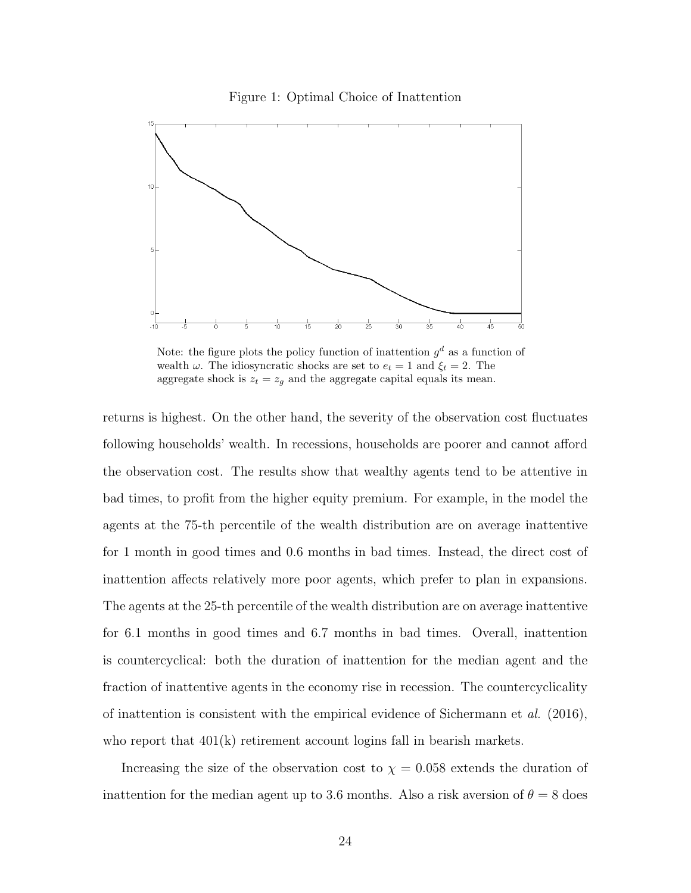Figure 1: Optimal Choice of Inattention

Note: the figure plots the policy function of inattention $g^d$ as a function of wealth $\omega$. The idiosyncratic shocks are set to $e_t = 1$ and $\xi_t = 2$. The aggregate shock is $z_t = z_g$ and the aggregate capital equals its mean.

returns is highest. On the other hand, the severity of the observation cost fluctuates following households' wealth. In recessions, households are poorer and cannot afford the observation cost. The results show that wealthy agents tend to be attentive in bad times, to profit from the higher equity premium. For example, in the model the agents at the 75-th percentile of the wealth distribution are on average inattentive for 1 month in good times and 0.6 months in bad times. Instead, the direct cost of inattention affects relatively more poor agents, which prefer to plan in expansions. The agents at the 25-th percentile of the wealth distribution are on average inattentive for 6.1 months in good times and 6.7 months in bad times. Overall, inattention is countercyclical: both the duration of inattention for the median agent and the fraction of inattentive agents in the economy rise in recession. The countercyclicality of inattention is consistent with the empirical evidence of Sichermann et *al.* (2016), who report that 401(k) retirement account logins fall in bearish markets.

Increasing the size of the observation cost to $\chi = 0.058$ extends the duration of inattention for the median agent up to 3.6 months. Also a risk aversion of $\theta = 8$ does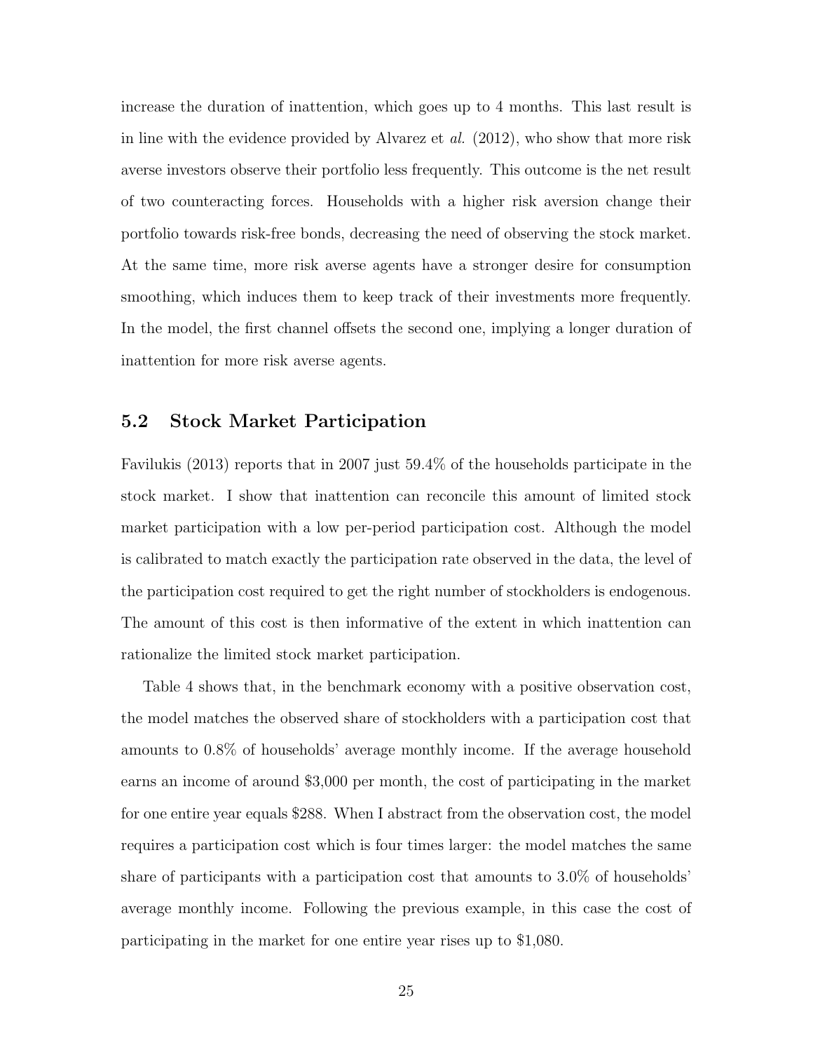increase the duration of inattention, which goes up to 4 months. This last result is in line with the evidence provided by Alvarez et *al.* (2012), who show that more risk averse investors observe their portfolio less frequently. This outcome is the net result of two counteracting forces. Households with a higher risk aversion change their portfolio towards risk-free bonds, decreasing the need of observing the stock market. At the same time, more risk averse agents have a stronger desire for consumption smoothing, which induces them to keep track of their investments more frequently. In the model, the first channel offsets the second one, implying a longer duration of inattention for more risk averse agents.

## 5.2 Stock Market Participation

Favilukis (2013) reports that in 2007 just 59.4% of the households participate in the stock market. I show that inattention can reconcile this amount of limited stock market participation with a low per-period participation cost. Although the model is calibrated to match exactly the participation rate observed in the data, the level of the participation cost required to get the right number of stockholders is endogenous. The amount of this cost is then informative of the extent in which inattention can rationalize the limited stock market participation.

Table 4 shows that, in the benchmark economy with a positive observation cost, the model matches the observed share of stockholders with a participation cost that amounts to 0.8% of households' average monthly income. If the average household earns an income of around $3,000 per month, the cost of participating in the market for one entire year equals $288. When I abstract from the observation cost, the model requires a participation cost which is four times larger: the model matches the same share of participants with a participation cost that amounts to 3.0% of households' average monthly income. Following the previous example, in this case the cost of participating in the market for one entire year rises up to $1,080.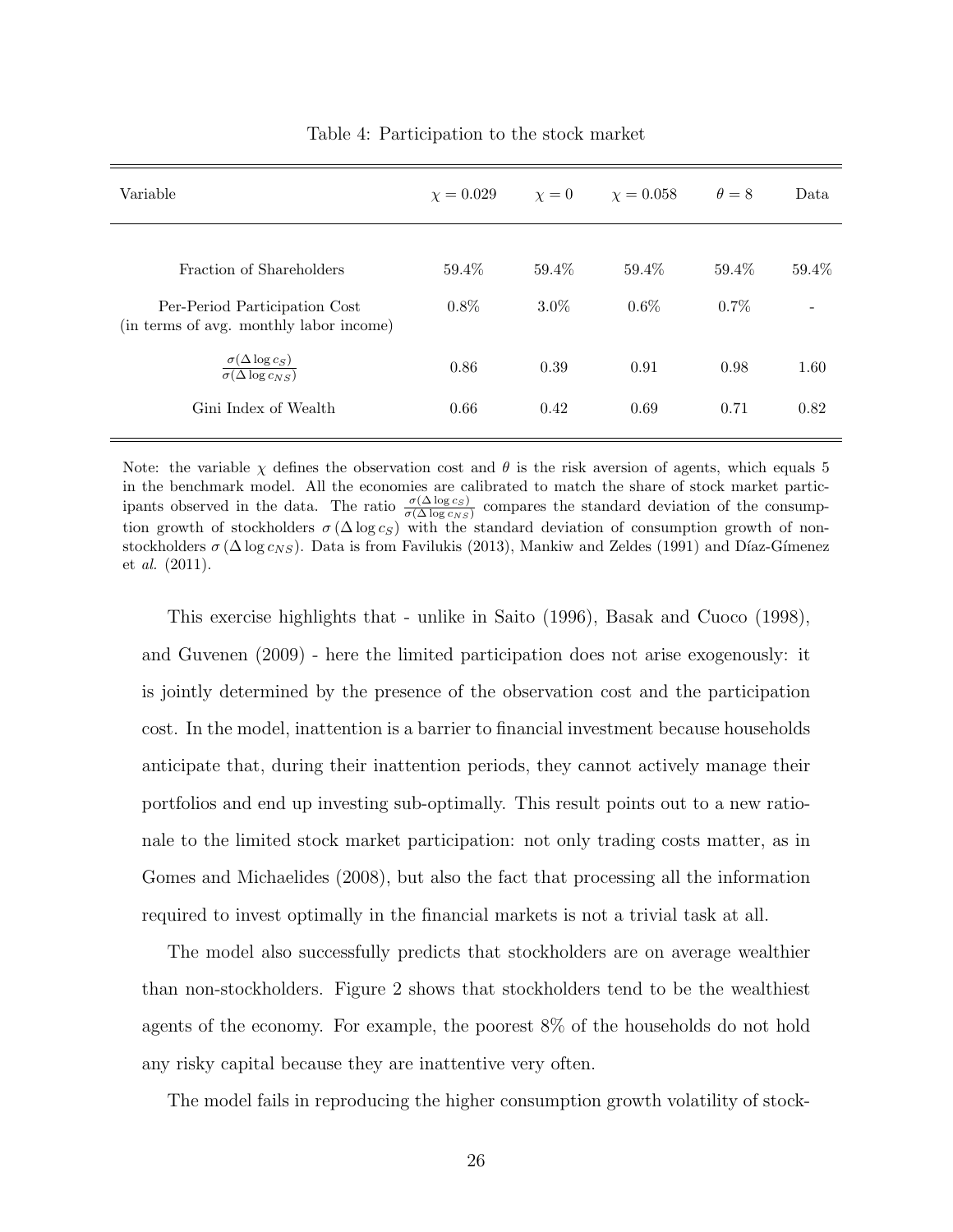Table 4: Participation to the stock market

| Variable | $\chi = 0.029$ | $\chi = 0$ | $\chi = 0.058$ | $\theta = 8$ | Data |
|---|---|---|---|---|---|
| Fraction of Shareholders | 59.4% | 59.4% | 59.4% | 59.4% | 59.4% |
| Per-Period Participation Cost (in terms of avg. monthly labor income) | 0.8% | 3.0% | 0.6% | 0.7% | - |
| $\frac{\sigma(\Delta \log c_S)}{\sigma(\Delta \log c_{NS})}$ | 0.86 | 0.39 | 0.91 | 0.98 | 1.60 |
| Gini Index of Wealth | 0.66 | 0.42 | 0.69 | 0.71 | 0.82 |

Note: the variable $\chi$ defines the observation cost and $\theta$ is the risk aversion of agents, which equals 5 in the benchmark model. All the economies are calibrated to match the share of stock market participants observed in the data. The ratio $\frac{\sigma(\Delta \log c_S)}{\sigma(\Delta \log c_{NS})}$ compares the standard deviation of the consumption growth of stockholders $\sigma(\Delta \log c_S)$ with the standard deviation of consumption growth of non-stockholders $\sigma(\Delta \log c_{NS})$. Data is from Favilukis (2013), Mankiw and Zeldes (1991) and Díaz-Gímenez et *al.* (2011).

This exercise highlights that - unlike in Saito (1996), Basak and Cuoco (1998), and Guvenen (2009) - here the limited participation does not arise exogenously: it is jointly determined by the presence of the observation cost and the participation cost. In the model, inattention is a barrier to financial investment because households anticipate that, during their inattention periods, they cannot actively manage their portfolios and end up investing sub-optimally. This result points out to a new rationale to the limited stock market participation: not only trading costs matter, as in Gomes and Michaelides (2008), but also the fact that processing all the information required to invest optimally in the financial markets is not a trivial task at all.

The model also successfully predicts that stockholders are on average wealthier than non-stockholders. Figure 2 shows that stockholders tend to be the wealthiest agents of the economy. For example, the poorest 8% of the households do not hold any risky capital because they are inattentive very often.

The model fails in reproducing the higher consumption growth volatility of stock-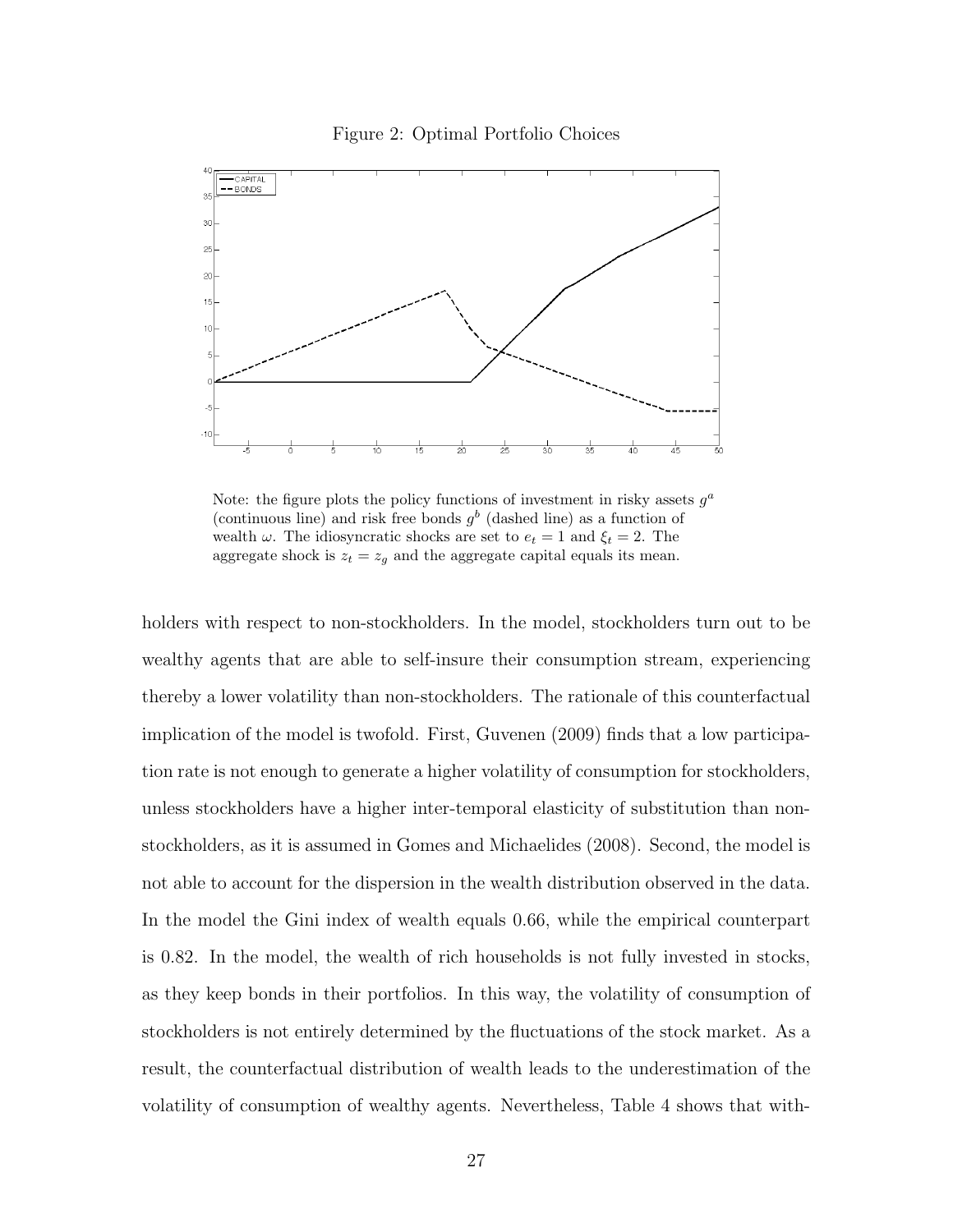Figure 2: Optimal Portfolio Choices

Note: the figure plots the policy functions of investment in risky assets $g^a$ (continuous line) and risk free bonds $g^b$ (dashed line) as a function of wealth $\omega$. The idiosyncratic shocks are set to $e_t = 1$ and $\xi_t = 2$. The aggregate shock is $z_t = z_g$ and the aggregate capital equals its mean.

holders with respect to non-stockholders. In the model, stockholders turn out to be wealthy agents that are able to self-insure their consumption stream, experiencing thereby a lower volatility than non-stockholders. The rationale of this counterfactual implication of the model is twofold. First, Guvenen (2009) finds that a low participation rate is not enough to generate a higher volatility of consumption for stockholders, unless stockholders have a higher inter-temporal elasticity of substitution than non-stockholders, as it is assumed in Gomes and Michaelides (2008). Second, the model is not able to account for the dispersion in the wealth distribution observed in the data. In the model the Gini index of wealth equals 0.66, while the empirical counterpart is 0.82. In the model, the wealth of rich households is not fully invested in stocks, as they keep bonds in their portfolios. In this way, the volatility of consumption of stockholders is not entirely determined by the fluctuations of the stock market. As a result, the counterfactual distribution of wealth leads to the underestimation of the volatility of consumption of wealthy agents. Nevertheless, Table 4 shows that with-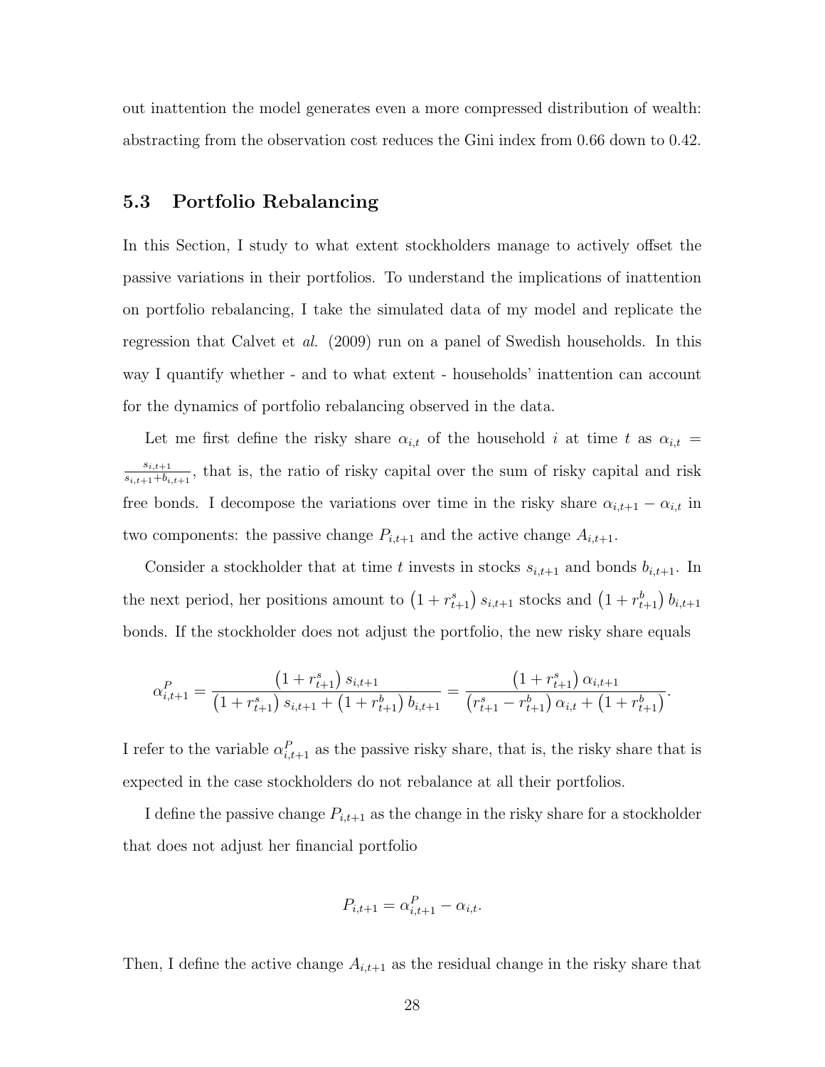out inattention the model generates even a more compressed distribution of wealth: abstracting from the observation cost reduces the Gini index from 0.66 down to 0.42.

## 5.3 Portfolio Rebalancing

In this Section, I study to what extent stockholders manage to actively offset the passive variations in their portfolios. To understand the implications of inattention on portfolio rebalancing, I take the simulated data of my model and replicate the regression that Calvet et *al.* (2009) run on a panel of Swedish households. In this way I quantify whether - and to what extent - households' inattention can account for the dynamics of portfolio rebalancing observed in the data.

Let me first define the risky share $\alpha_{i,t}$ of the household $i$ at time $t$ as $\alpha_{i,t} = \frac{s_{i,t+1}}{s_{i,t+1}+b_{i,t+1}}$, that is, the ratio of risky capital over the sum of risky capital and risk free bonds. I decompose the variations over time in the risky share $\alpha_{i,t+1} - \alpha_{i,t}$ in two components: the passive change $P_{i,t+1}$ and the active change $A_{i,t+1}$.

Consider a stockholder that at time $t$ invests in stocks $s_{i,t+1}$ and bonds $b_{i,t+1}$. In the next period, her positions amount to $\left(1+r_{t+1}^{s}\right)s_{i,t+1}$ stocks and $\left(1+r_{t+1}^{b}\right)b_{i,t+1}$ bonds. If the stockholder does not adjust the portfolio, the new risky share equals

$$\alpha_{i,t+1}^{P} = \frac{\left(1+r_{t+1}^{s}\right)s_{i,t+1}}{\left(1+r_{t+1}^{s}\right)s_{i,t+1}+\left(1+r_{t+1}^{b}\right)b_{i,t+1}} = \frac{\left(1+r_{t+1}^{s}\right)\alpha_{i,t+1}}{\left(r_{t+1}^{s}-r_{t+1}^{b}\right)\alpha_{i,t}+\left(1+r_{t+1}^{b}\right)}.$$

I refer to the variable $\alpha_{i,t+1}^{P}$ as the passive risky share, that is, the risky share that is expected in the case stockholders do not rebalance at all their portfolios.

I define the passive change $P_{i,t+1}$ as the change in the risky share for a stockholder that does not adjust her financial portfolio

$$P_{i,t+1} = \alpha_{i,t+1}^{P} - \alpha_{i,t}.$$

Then, I define the active change $A_{i,t+1}$ as the residual change in the risky share that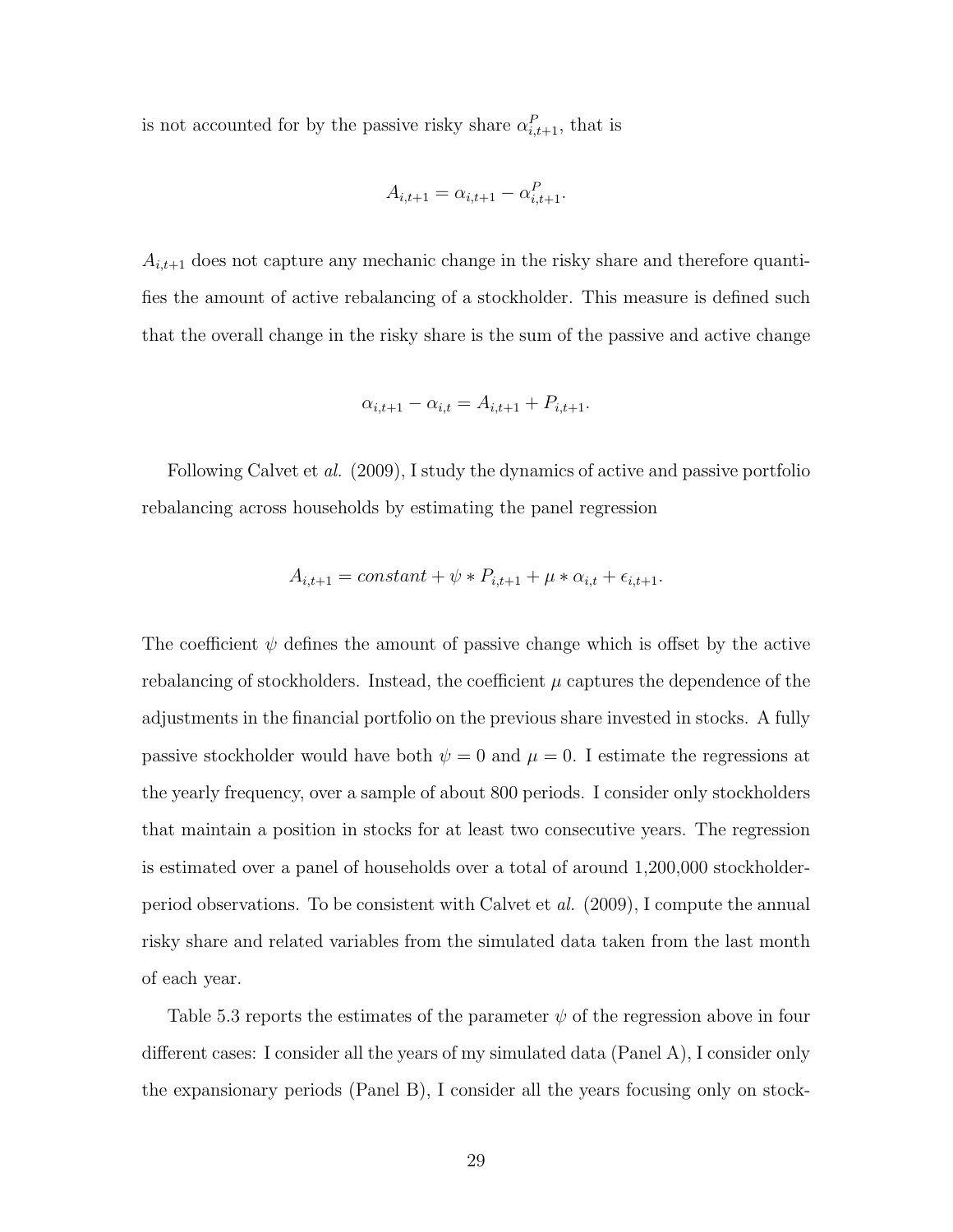is not accounted for by the passive risky share $\alpha^P_{i,t+1}$, that is

$$A_{i,t+1} = \alpha_{i,t+1} - \alpha^P_{i,t+1}.$$

$A_{i,t+1}$ does not capture any mechanic change in the risky share and therefore quantifies the amount of active rebalancing of a stockholder. This measure is defined such that the overall change in the risky share is the sum of the passive and active change

$$\alpha_{i,t+1} - \alpha_{i,t} = A_{i,t+1} + P_{i,t+1}.$$

Following Calvet et *al.* (2009), I study the dynamics of active and passive portfolio rebalancing across households by estimating the panel regression

$$A_{i,t+1} = constant + \psi * P_{i,t+1} + \mu * \alpha_{i,t} + \epsilon_{i,t+1}.$$

The coefficient $\psi$ defines the amount of passive change which is offset by the active rebalancing of stockholders. Instead, the coefficient $\mu$ captures the dependence of the adjustments in the financial portfolio on the previous share invested in stocks. A fully passive stockholder would have both $\psi = 0$ and $\mu = 0$. I estimate the regressions at the yearly frequency, over a sample of about 800 periods. I consider only stockholders that maintain a position in stocks for at least two consecutive years. The regression is estimated over a panel of households over a total of around 1,200,000 stockholder-period observations. To be consistent with Calvet et *al.* (2009), I compute the annual risky share and related variables from the simulated data taken from the last month of each year.

Table 5.3 reports the estimates of the parameter $\psi$ of the regression above in four different cases: I consider all the years of my simulated data (Panel A), I consider only the expansionary periods (Panel B), I consider all the years focusing only on stock-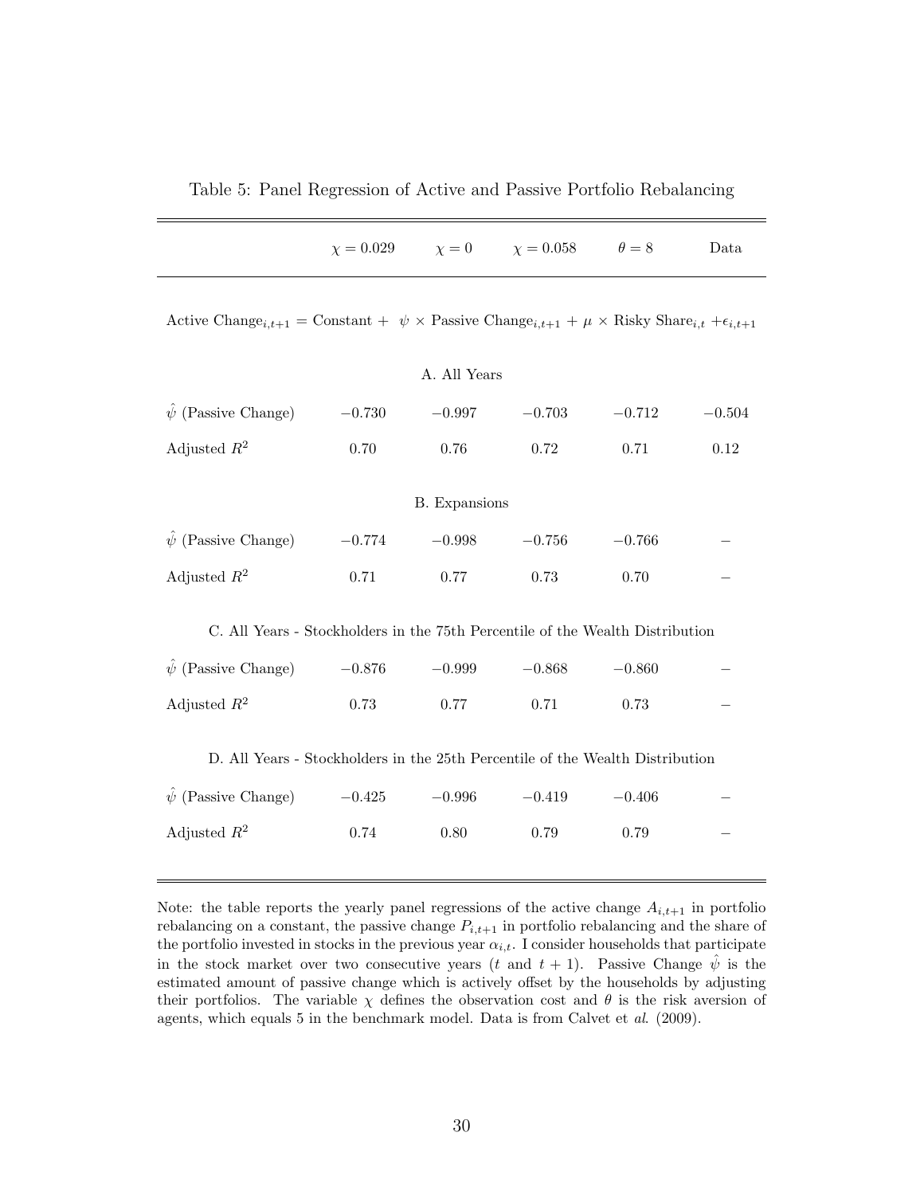Table 5: Panel Regression of Active and Passive Portfolio Rebalancing

| | $\chi = 0.029$ | $\chi = 0$ | $\chi = 0.058$ | $\theta = 8$ | Data |
|---|---|---|---|---|---|
| Active Change$_{i,t+1}$ = Constant + $\psi$ × Passive Change$_{i,t+1}$ + $\mu$ × Risky Share$_{i,t}$ +$\epsilon_{i,t+1}$ | | | | | |
| A. All Years | | | | | |
| $\hat{\psi}$ (Passive Change) | $-0.730$ | $-0.997$ | $-0.703$ | $-0.712$ | $-0.504$ |
| Adjusted $R^2$ | 0.70 | 0.76 | 0.72 | 0.71 | 0.12 |
| B. Expansions | | | | | |
| $\hat{\psi}$ (Passive Change) | $-0.774$ | $-0.998$ | $-0.756$ | $-0.766$ | – |
| Adjusted $R^2$ | 0.71 | 0.77 | 0.73 | 0.70 | – |
| C. All Years - Stockholders in the 75th Percentile of the Wealth Distribution | | | | | |
| $\hat{\psi}$ (Passive Change) | $-0.876$ | $-0.999$ | $-0.868$ | $-0.860$ | – |
| Adjusted $R^2$ | 0.73 | 0.77 | 0.71 | 0.73 | – |
| D. All Years - Stockholders in the 25th Percentile of the Wealth Distribution | | | | | |
| $\hat{\psi}$ (Passive Change) | $-0.425$ | $-0.996$ | $-0.419$ | $-0.406$ | – |
| Adjusted $R^2$ | 0.74 | 0.80 | 0.79 | 0.79 | – |

Note: the table reports the yearly panel regressions of the active change $A_{i,t+1}$ in portfolio rebalancing on a constant, the passive change $P_{i,t+1}$ in portfolio rebalancing and the share of the portfolio invested in stocks in the previous year $\alpha_{i,t}$. I consider households that participate in the stock market over two consecutive years ($t$ and $t+1$). Passive Change $\hat{\psi}$ is the estimated amount of passive change which is actively offset by the households by adjusting their portfolios. The variable $\chi$ defines the observation cost and $\theta$ is the risk aversion of agents, which equals 5 in the benchmark model. Data is from Calvet et *al.* (2009).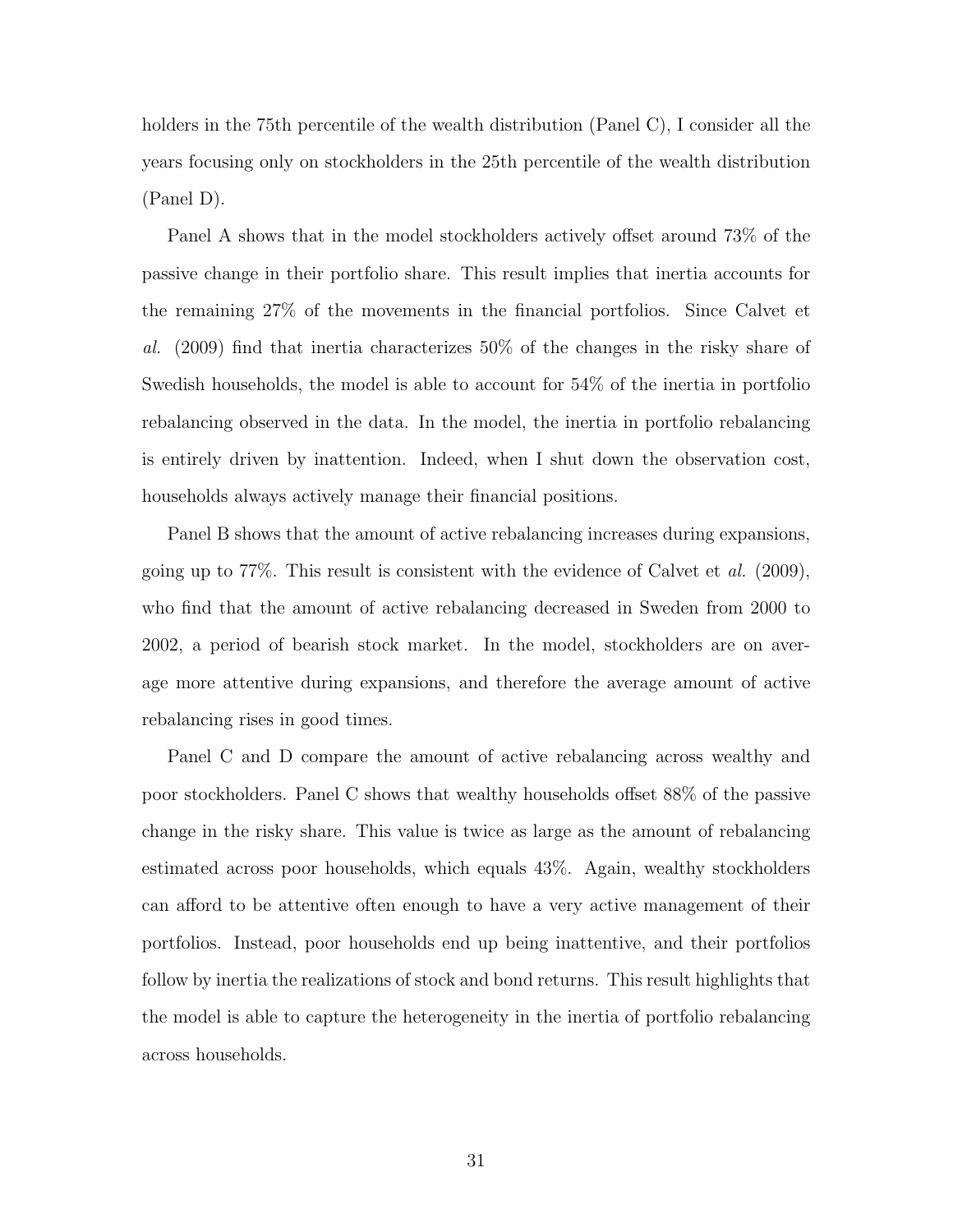holders in the 75th percentile of the wealth distribution (Panel C), I consider all the years focusing only on stockholders in the 25th percentile of the wealth distribution (Panel D).

Panel A shows that in the model stockholders actively offset around 73% of the passive change in their portfolio share. This result implies that inertia accounts for the remaining 27% of the movements in the financial portfolios. Since Calvet et *al.* (2009) find that inertia characterizes 50% of the changes in the risky share of Swedish households, the model is able to account for 54% of the inertia in portfolio rebalancing observed in the data. In the model, the inertia in portfolio rebalancing is entirely driven by inattention. Indeed, when I shut down the observation cost, households always actively manage their financial positions.

Panel B shows that the amount of active rebalancing increases during expansions, going up to 77%. This result is consistent with the evidence of Calvet et *al.* (2009), who find that the amount of active rebalancing decreased in Sweden from 2000 to 2002, a period of bearish stock market. In the model, stockholders are on average more attentive during expansions, and therefore the average amount of active rebalancing rises in good times.

Panel C and D compare the amount of active rebalancing across wealthy and poor stockholders. Panel C shows that wealthy households offset 88% of the passive change in the risky share. This value is twice as large as the amount of rebalancing estimated across poor households, which equals 43%. Again, wealthy stockholders can afford to be attentive often enough to have a very active management of their portfolios. Instead, poor households end up being inattentive, and their portfolios follow by inertia the realizations of stock and bond returns. This result highlights that the model is able to capture the heterogeneity in the inertia of portfolio rebalancing across households.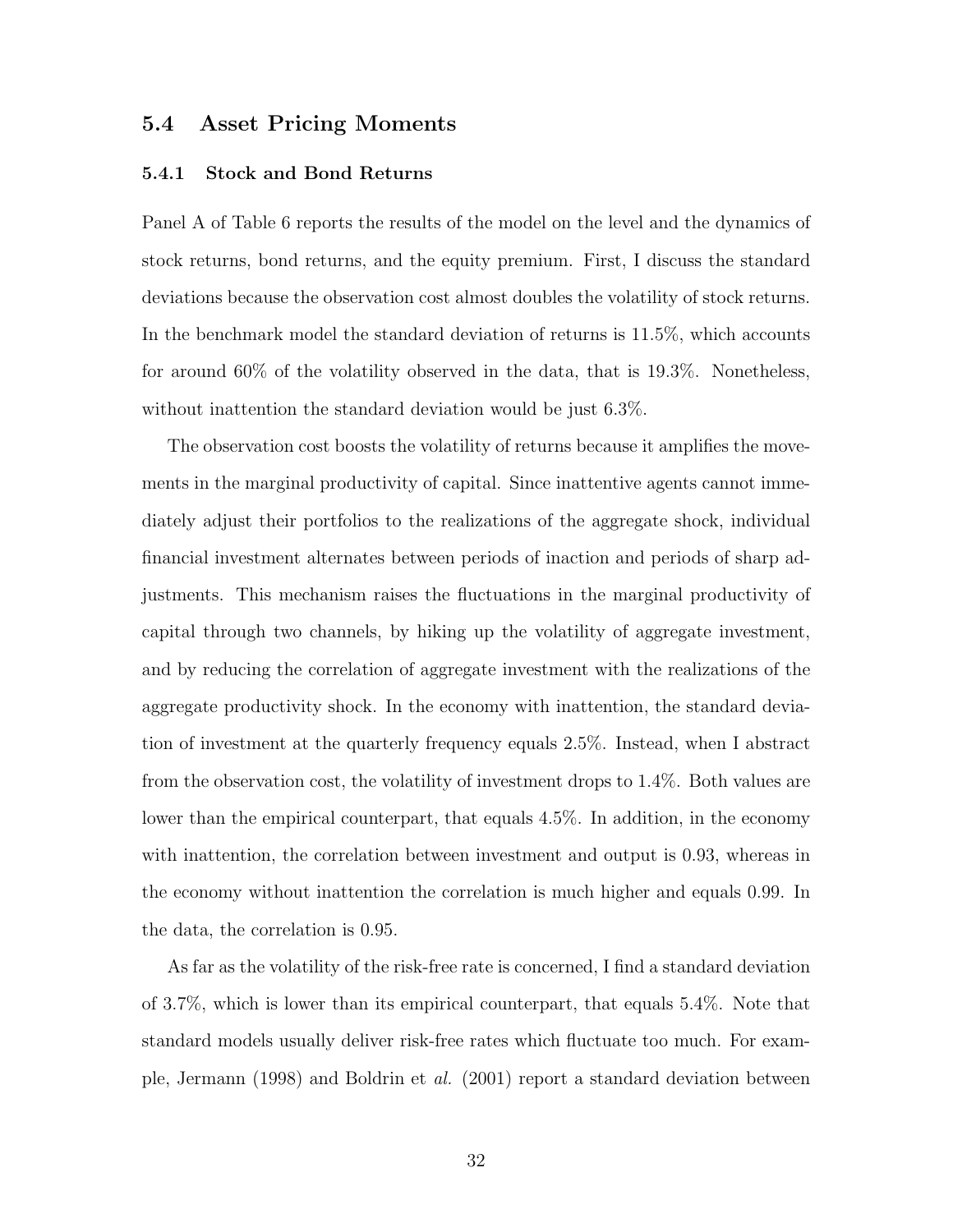## 5.4 Asset Pricing Moments

### 5.4.1 Stock and Bond Returns

Panel A of Table 6 reports the results of the model on the level and the dynamics of stock returns, bond returns, and the equity premium. First, I discuss the standard deviations because the observation cost almost doubles the volatility of stock returns. In the benchmark model the standard deviation of returns is 11.5%, which accounts for around 60% of the volatility observed in the data, that is 19.3%. Nonetheless, without inattention the standard deviation would be just 6.3%.

The observation cost boosts the volatility of returns because it amplifies the movements in the marginal productivity of capital. Since inattentive agents cannot immediately adjust their portfolios to the realizations of the aggregate shock, individual financial investment alternates between periods of inaction and periods of sharp adjustments. This mechanism raises the fluctuations in the marginal productivity of capital through two channels, by hiking up the volatility of aggregate investment, and by reducing the correlation of aggregate investment with the realizations of the aggregate productivity shock. In the economy with inattention, the standard deviation of investment at the quarterly frequency equals 2.5%. Instead, when I abstract from the observation cost, the volatility of investment drops to 1.4%. Both values are lower than the empirical counterpart, that equals 4.5%. In addition, in the economy with inattention, the correlation between investment and output is 0.93, whereas in the economy without inattention the correlation is much higher and equals 0.99. In the data, the correlation is 0.95.

As far as the volatility of the risk-free rate is concerned, I find a standard deviation of 3.7%, which is lower than its empirical counterpart, that equals 5.4%. Note that standard models usually deliver risk-free rates which fluctuate too much. For example, Jermann (1998) and Boldrin et *al.* (2001) report a standard deviation between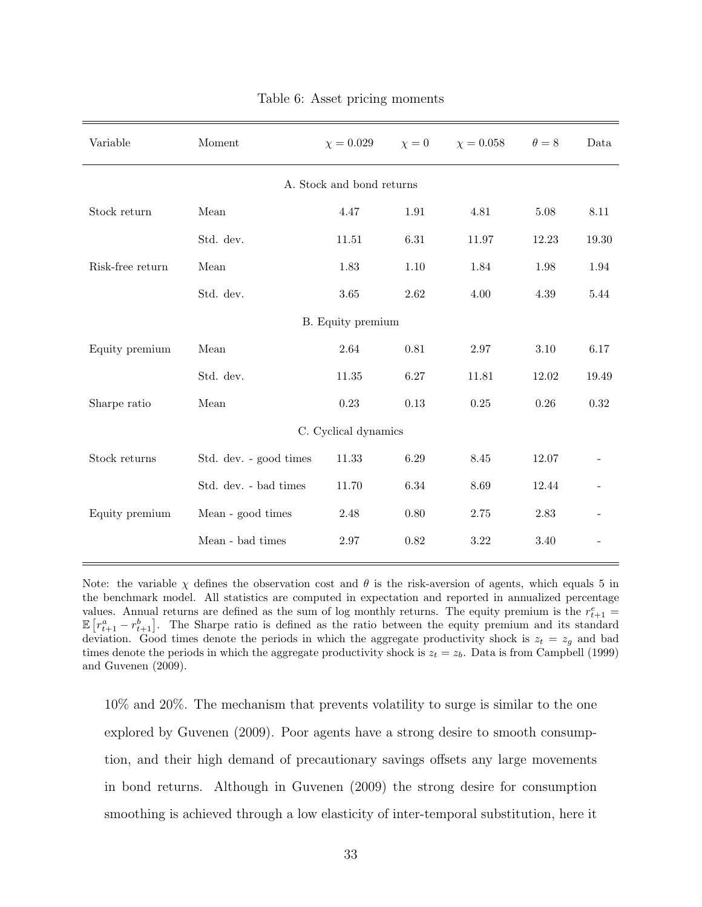Table 6: Asset pricing moments

| Variable | Moment | $\chi = 0.029$ | $\chi = 0$ | $\chi = 0.058$ | $\theta = 8$ | Data |
|---|---|---|---|---|---|---|
| | | A. Stock and bond returns | | | | |
| Stock return | Mean | 4.47 | 1.91 | 4.81 | 5.08 | 8.11 |
| | Std. dev. | 11.51 | 6.31 | 11.97 | 12.23 | 19.30 |
| Risk-free return | Mean | 1.83 | 1.10 | 1.84 | 1.98 | 1.94 |
| | Std. dev. | 3.65 | 2.62 | 4.00 | 4.39 | 5.44 |
| | | B. Equity premium | | | | |
| Equity premium | Mean | 2.64 | 0.81 | 2.97 | 3.10 | 6.17 |
| | Std. dev. | 11.35 | 6.27 | 11.81 | 12.02 | 19.49 |
| Sharpe ratio | Mean | 0.23 | 0.13 | 0.25 | 0.26 | 0.32 |
| | | C. Cyclical dynamics | | | | |
| Stock returns | Std. dev. - good times | 11.33 | 6.29 | 8.45 | 12.07 | - |
| | Std. dev. - bad times | 11.70 | 6.34 | 8.69 | 12.44 | - |
| Equity premium | Mean - good times | 2.48 | 0.80 | 2.75 | 2.83 | - |
| | Mean - bad times | 2.97 | 0.82 | 3.22 | 3.40 | - |

Note: the variable $\chi$ defines the observation cost and $\theta$ is the risk-aversion of agents, which equals 5 in the benchmark model. All statistics are computed in expectation and reported in annualized percentage values. Annual returns are defined as the sum of log monthly returns. The equity premium is the $r^e_{t+1} = \mathbb{E}\left[r^a_{t+1} - r^b_{t+1}\right]$. The Sharpe ratio is defined as the ratio between the equity premium and its standard deviation. Good times denote the periods in which the aggregate productivity shock is $z_t = z_g$ and bad times denote the periods in which the aggregate productivity shock is $z_t = z_b$. Data is from Campbell (1999) and Guvenen (2009).

10% and 20%. The mechanism that prevents volatility to surge is similar to the one explored by Guvenen (2009). Poor agents have a strong desire to smooth consumption, and their high demand of precautionary savings offsets any large movements in bond returns. Although in Guvenen (2009) the strong desire for consumption smoothing is achieved through a low elasticity of inter-temporal substitution, here it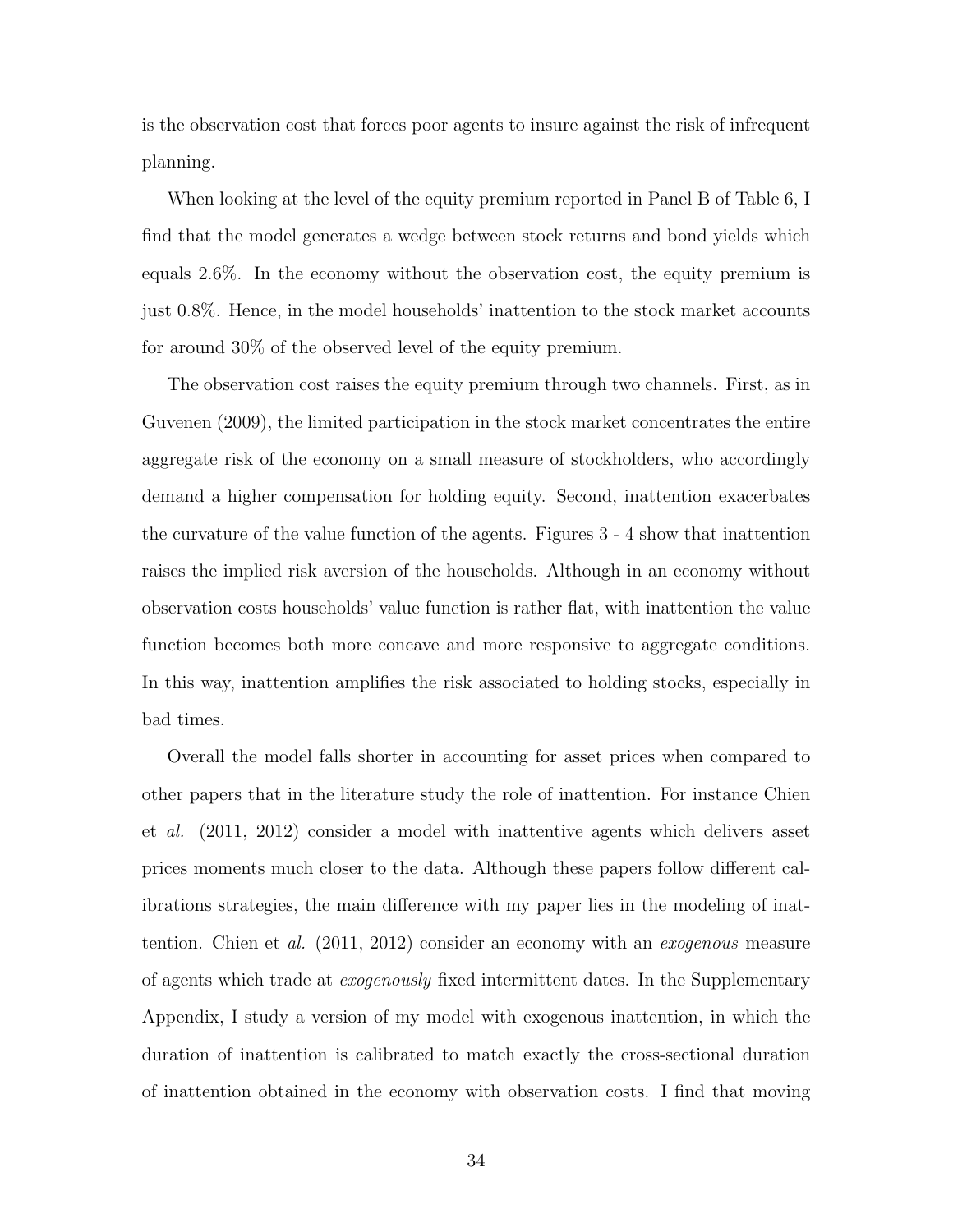is the observation cost that forces poor agents to insure against the risk of infrequent planning.

When looking at the level of the equity premium reported in Panel B of Table 6, I find that the model generates a wedge between stock returns and bond yields which equals 2.6%. In the economy without the observation cost, the equity premium is just 0.8%. Hence, in the model households' inattention to the stock market accounts for around 30% of the observed level of the equity premium.

The observation cost raises the equity premium through two channels. First, as in Guvenen (2009), the limited participation in the stock market concentrates the entire aggregate risk of the economy on a small measure of stockholders, who accordingly demand a higher compensation for holding equity. Second, inattention exacerbates the curvature of the value function of the agents. Figures 3 - 4 show that inattention raises the implied risk aversion of the households. Although in an economy without observation costs households' value function is rather flat, with inattention the value function becomes both more concave and more responsive to aggregate conditions. In this way, inattention amplifies the risk associated to holding stocks, especially in bad times.

Overall the model falls shorter in accounting for asset prices when compared to other papers that in the literature study the role of inattention. For instance Chien et *al.* (2011, 2012) consider a model with inattentive agents which delivers asset prices moments much closer to the data. Although these papers follow different calibrations strategies, the main difference with my paper lies in the modeling of inattention. Chien et *al.* (2011, 2012) consider an economy with an *exogenous* measure of agents which trade at *exogenously* fixed intermittent dates. In the Supplementary Appendix, I study a version of my model with exogenous inattention, in which the duration of inattention is calibrated to match exactly the cross-sectional duration of inattention obtained in the economy with observation costs. I find that moving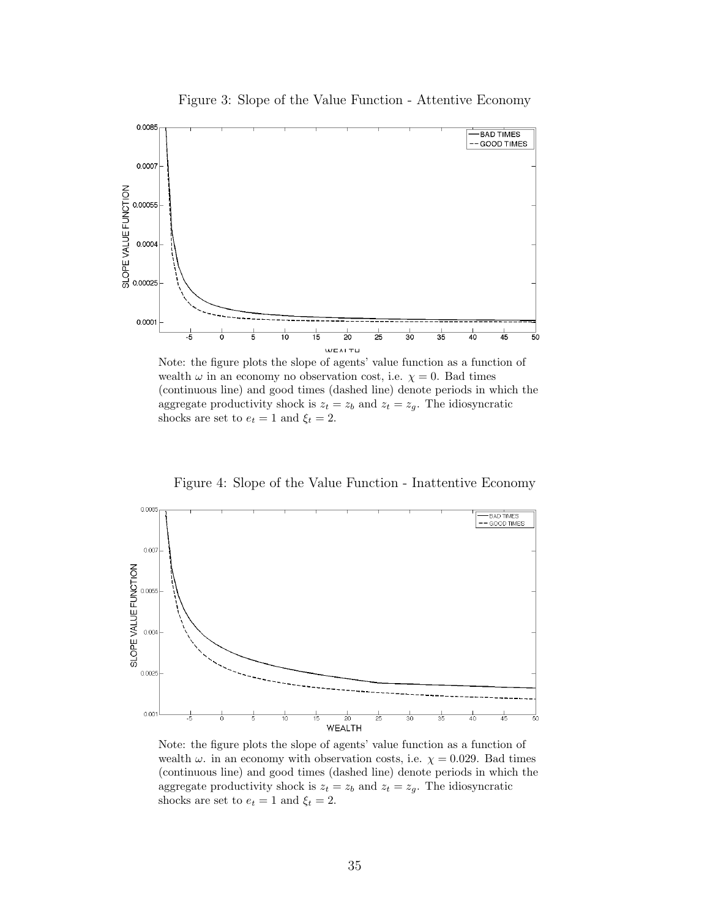Figure 3: Slope of the Value Function - Attentive Economy

Note: the figure plots the slope of agents' value function as a function of wealth $\omega$ in an economy no observation cost, i.e. $\chi = 0$. Bad times (continuous line) and good times (dashed line) denote periods in which the aggregate productivity shock is $z_t = z_b$ and $z_t = z_g$. The idiosyncratic shocks are set to $e_t = 1$ and $\xi_t = 2$.

Figure 4: Slope of the Value Function - Inattentive Economy

Note: the figure plots the slope of agents' value function as a function of wealth $\omega$. in an economy with observation costs, i.e. $\chi = 0.029$. Bad times (continuous line) and good times (dashed line) denote periods in which the aggregate productivity shock is $z_t = z_b$ and $z_t = z_g$. The idiosyncratic shocks are set to $e_t = 1$ and $\xi_t = 2$.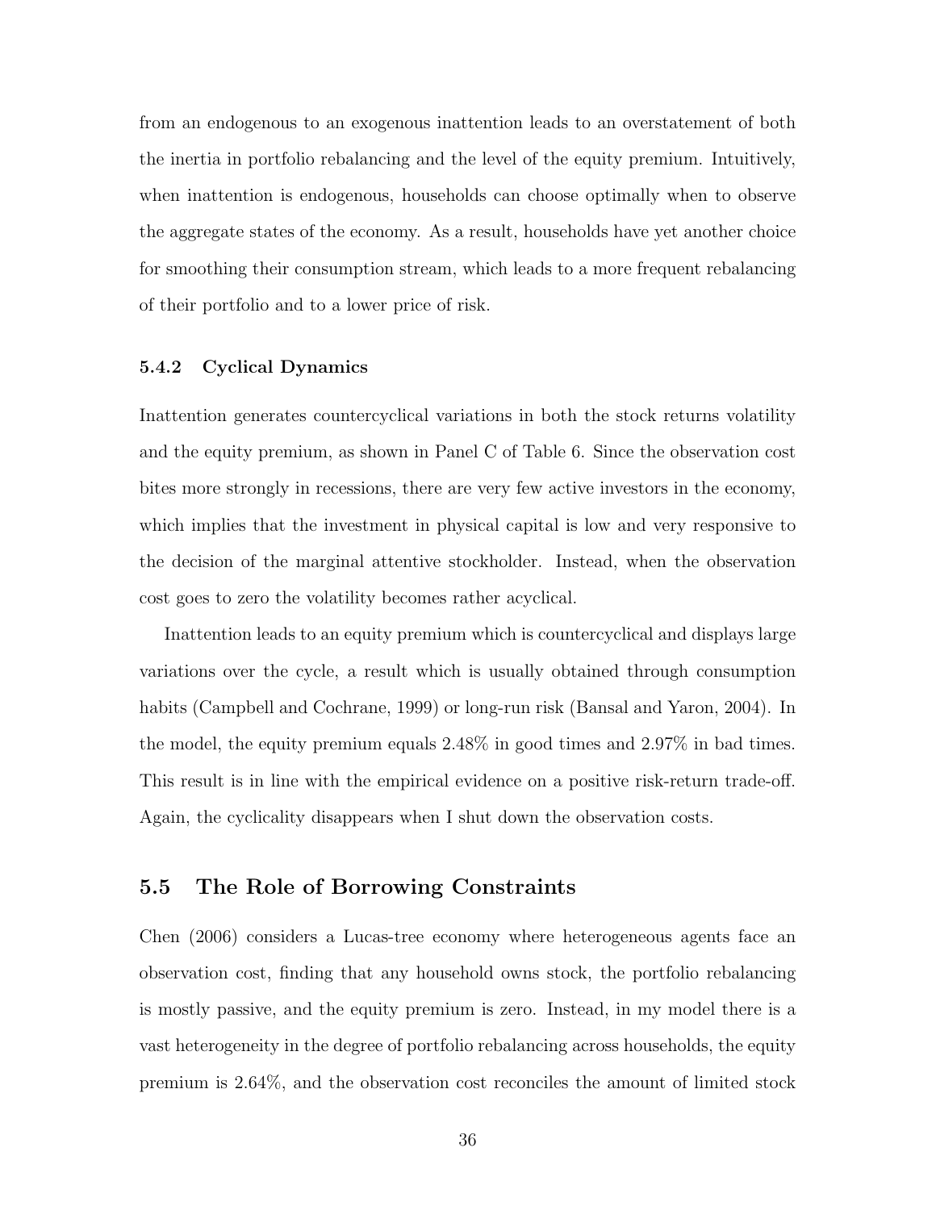from an endogenous to an exogenous inattention leads to an overstatement of both the inertia in portfolio rebalancing and the level of the equity premium. Intuitively, when inattention is endogenous, households can choose optimally when to observe the aggregate states of the economy. As a result, households have yet another choice for smoothing their consumption stream, which leads to a more frequent rebalancing of their portfolio and to a lower price of risk.

### 5.4.2 Cyclical Dynamics

Inattention generates countercyclical variations in both the stock returns volatility and the equity premium, as shown in Panel C of Table 6. Since the observation cost bites more strongly in recessions, there are very few active investors in the economy, which implies that the investment in physical capital is low and very responsive to the decision of the marginal attentive stockholder. Instead, when the observation cost goes to zero the volatility becomes rather acyclical.

Inattention leads to an equity premium which is countercyclical and displays large variations over the cycle, a result which is usually obtained through consumption habits (Campbell and Cochrane, 1999) or long-run risk (Bansal and Yaron, 2004). In the model, the equity premium equals 2.48% in good times and 2.97% in bad times. This result is in line with the empirical evidence on a positive risk-return trade-off. Again, the cyclicality disappears when I shut down the observation costs.

## 5.5 The Role of Borrowing Constraints

Chen (2006) considers a Lucas-tree economy where heterogeneous agents face an observation cost, finding that any household owns stock, the portfolio rebalancing is mostly passive, and the equity premium is zero. Instead, in my model there is a vast heterogeneity in the degree of portfolio rebalancing across households, the equity premium is 2.64%, and the observation cost reconciles the amount of limited stock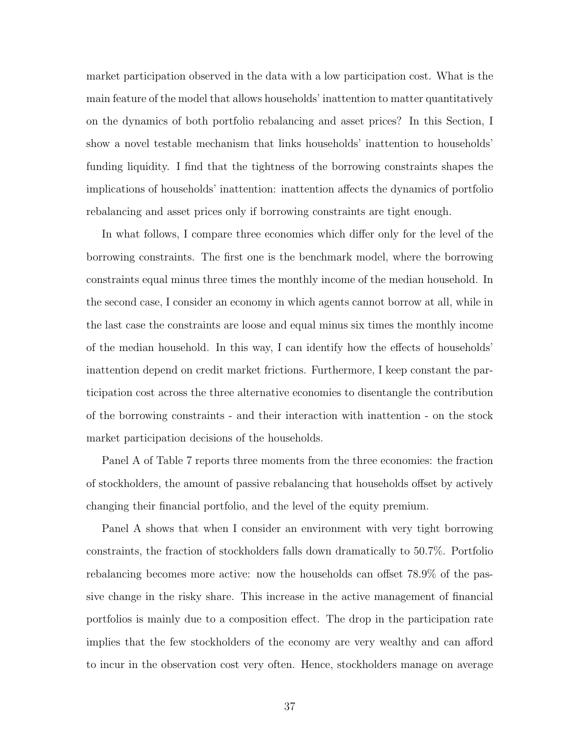market participation observed in the data with a low participation cost. What is the main feature of the model that allows households' inattention to matter quantitatively on the dynamics of both portfolio rebalancing and asset prices? In this Section, I show a novel testable mechanism that links households' inattention to households' funding liquidity. I find that the tightness of the borrowing constraints shapes the implications of households' inattention: inattention affects the dynamics of portfolio rebalancing and asset prices only if borrowing constraints are tight enough.

In what follows, I compare three economies which differ only for the level of the borrowing constraints. The first one is the benchmark model, where the borrowing constraints equal minus three times the monthly income of the median household. In the second case, I consider an economy in which agents cannot borrow at all, while in the last case the constraints are loose and equal minus six times the monthly income of the median household. In this way, I can identify how the effects of households' inattention depend on credit market frictions. Furthermore, I keep constant the participation cost across the three alternative economies to disentangle the contribution of the borrowing constraints - and their interaction with inattention - on the stock market participation decisions of the households.

Panel A of Table 7 reports three moments from the three economies: the fraction of stockholders, the amount of passive rebalancing that households offset by actively changing their financial portfolio, and the level of the equity premium.

Panel A shows that when I consider an environment with very tight borrowing constraints, the fraction of stockholders falls down dramatically to 50.7%. Portfolio rebalancing becomes more active: now the households can offset 78.9% of the passive change in the risky share. This increase in the active management of financial portfolios is mainly due to a composition effect. The drop in the participation rate implies that the few stockholders of the economy are very wealthy and can afford to incur in the observation cost very often. Hence, stockholders manage on average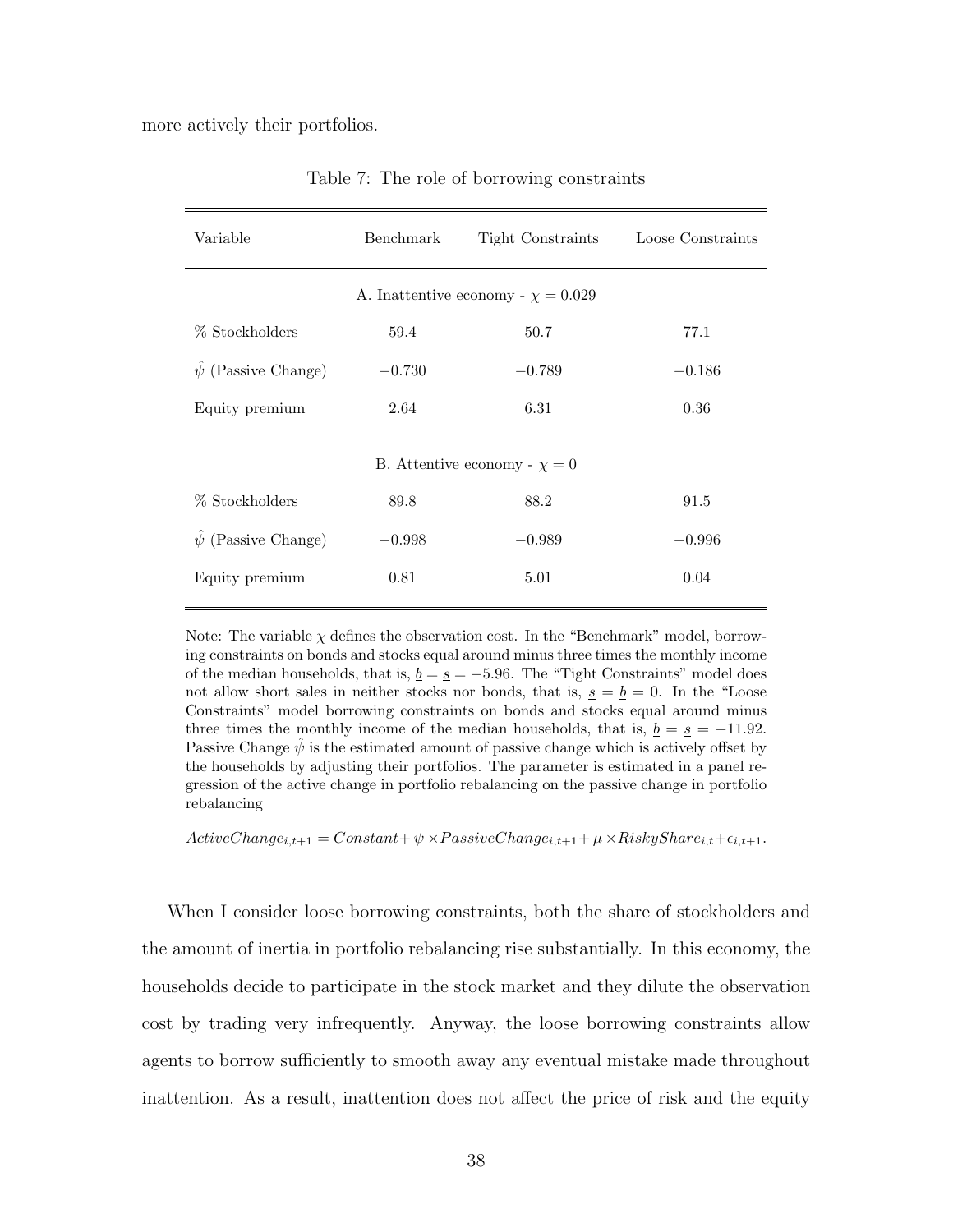more actively their portfolios.

Table 7: The role of borrowing constraints

| Variable | Benchmark | Tight Constraints | Loose Constraints |
|---|---|---|---|
| | A. Inattentive economy - $\chi = 0.029$ | | |
| % Stockholders | 59.4 | 50.7 | 77.1 |
| $\hat{\psi}$ (Passive Change) | $-0.730$ | $-0.789$ | $-0.186$ |
| Equity premium | 2.64 | 6.31 | 0.36 |
| | B. Attentive economy - $\chi = 0$ | | |
| % Stockholders | 89.8 | 88.2 | 91.5 |
| $\hat{\psi}$ (Passive Change) | $-0.998$ | $-0.989$ | $-0.996$ |
| Equity premium | 0.81 | 5.01 | 0.04 |

Note: The variable $\chi$ defines the observation cost. In the "Benchmark" model, borrowing constraints on bonds and stocks equal around minus three times the monthly income of the median households, that is, $\underline{b} = \underline{s} = -5.96$. The "Tight Constraints" model does not allow short sales in neither stocks nor bonds, that is, $\underline{s} = \underline{b} = 0$. In the "Loose Constraints" model borrowing constraints on bonds and stocks equal around minus three times the monthly income of the median households, that is, $\underline{b} = \underline{s} = -11.92$. Passive Change $\hat{\psi}$ is the estimated amount of passive change which is actively offset by the households by adjusting their portfolios. The parameter is estimated in a panel regression of the active change in portfolio rebalancing on the passive change in portfolio rebalancing

$$ActiveChange_{i,t+1} = Constant + \psi \times PassiveChange_{i,t+1} + \mu \times RiskyShare_{i,t} + \epsilon_{i,t+1}.$$

When I consider loose borrowing constraints, both the share of stockholders and the amount of inertia in portfolio rebalancing rise substantially. In this economy, the households decide to participate in the stock market and they dilute the observation cost by trading very infrequently. Anyway, the loose borrowing constraints allow agents to borrow sufficiently to smooth away any eventual mistake made throughout inattention. As a result, inattention does not affect the price of risk and the equity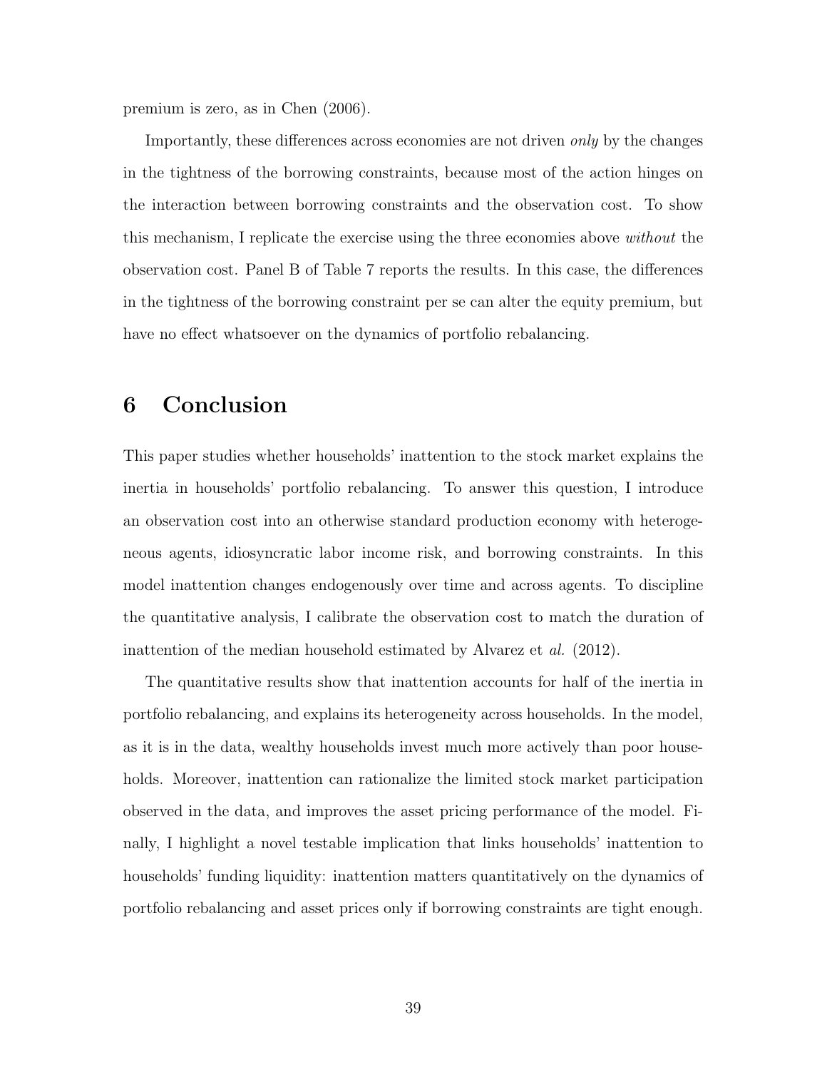premium is zero, as in Chen (2006).

Importantly, these differences across economies are not driven *only* by the changes in the tightness of the borrowing constraints, because most of the action hinges on the interaction between borrowing constraints and the observation cost. To show this mechanism, I replicate the exercise using the three economies above *without* the observation cost. Panel B of Table 7 reports the results. In this case, the differences in the tightness of the borrowing constraint per se can alter the equity premium, but have no effect whatsoever on the dynamics of portfolio rebalancing.

# 6 Conclusion

This paper studies whether households' inattention to the stock market explains the inertia in households' portfolio rebalancing. To answer this question, I introduce an observation cost into an otherwise standard production economy with heterogeneous agents, idiosyncratic labor income risk, and borrowing constraints. In this model inattention changes endogenously over time and across agents. To discipline the quantitative analysis, I calibrate the observation cost to match the duration of inattention of the median household estimated by Alvarez et *al.* (2012).

The quantitative results show that inattention accounts for half of the inertia in portfolio rebalancing, and explains its heterogeneity across households. In the model, as it is in the data, wealthy households invest much more actively than poor households. Moreover, inattention can rationalize the limited stock market participation observed in the data, and improves the asset pricing performance of the model. Finally, I highlight a novel testable implication that links households' inattention to households' funding liquidity: inattention matters quantitatively on the dynamics of portfolio rebalancing and asset prices only if borrowing constraints are tight enough.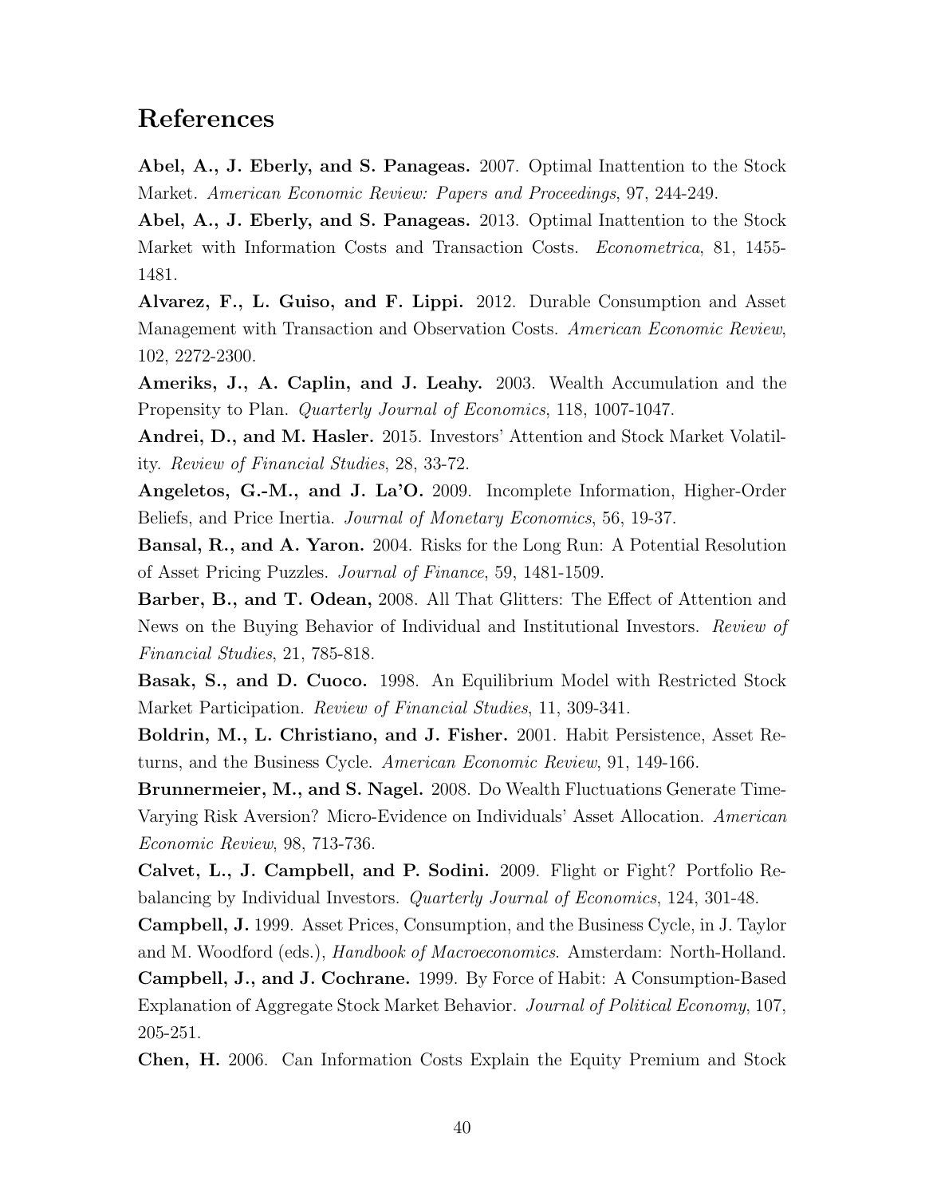## References

**Abel, A., J. Eberly, and S. Panageas.** 2007. Optimal Inattention to the Stock Market. *American Economic Review: Papers and Proceedings*, 97, 244-249.

**Abel, A., J. Eberly, and S. Panageas.** 2013. Optimal Inattention to the Stock Market with Information Costs and Transaction Costs. *Econometrica*, 81, 1455-1481.

**Alvarez, F., L. Guiso, and F. Lippi.** 2012. Durable Consumption and Asset Management with Transaction and Observation Costs. *American Economic Review*, 102, 2272-2300.

**Ameriks, J., A. Caplin, and J. Leahy.** 2003. Wealth Accumulation and the Propensity to Plan. *Quarterly Journal of Economics*, 118, 1007-1047.

**Andrei, D., and M. Hasler.** 2015. Investors' Attention and Stock Market Volatility. *Review of Financial Studies*, 28, 33-72.

**Angeletos, G.-M., and J. La'O.** 2009. Incomplete Information, Higher-Order Beliefs, and Price Inertia. *Journal of Monetary Economics*, 56, 19-37.

**Bansal, R., and A. Yaron.** 2004. Risks for the Long Run: A Potential Resolution of Asset Pricing Puzzles. *Journal of Finance*, 59, 1481-1509.

**Barber, B., and T. Odean,** 2008. All That Glitters: The Effect of Attention and News on the Buying Behavior of Individual and Institutional Investors. *Review of Financial Studies*, 21, 785-818.

**Basak, S., and D. Cuoco.** 1998. An Equilibrium Model with Restricted Stock Market Participation. *Review of Financial Studies*, 11, 309-341.

**Boldrin, M., L. Christiano, and J. Fisher.** 2001. Habit Persistence, Asset Returns, and the Business Cycle. *American Economic Review*, 91, 149-166.

**Brunnermeier, M., and S. Nagel.** 2008. Do Wealth Fluctuations Generate Time-Varying Risk Aversion? Micro-Evidence on Individuals' Asset Allocation. *American Economic Review*, 98, 713-736.

**Calvet, L., J. Campbell, and P. Sodini.** 2009. Flight or Fight? Portfolio Rebalancing by Individual Investors. *Quarterly Journal of Economics*, 124, 301-48.

**Campbell, J.** 1999. Asset Prices, Consumption, and the Business Cycle, in J. Taylor and M. Woodford (eds.), *Handbook of Macroeconomics*. Amsterdam: North-Holland.

**Campbell, J., and J. Cochrane.** 1999. By Force of Habit: A Consumption-Based Explanation of Aggregate Stock Market Behavior. *Journal of Political Economy*, 107, 205-251.

**Chen, H.** 2006. Can Information Costs Explain the Equity Premium and Stock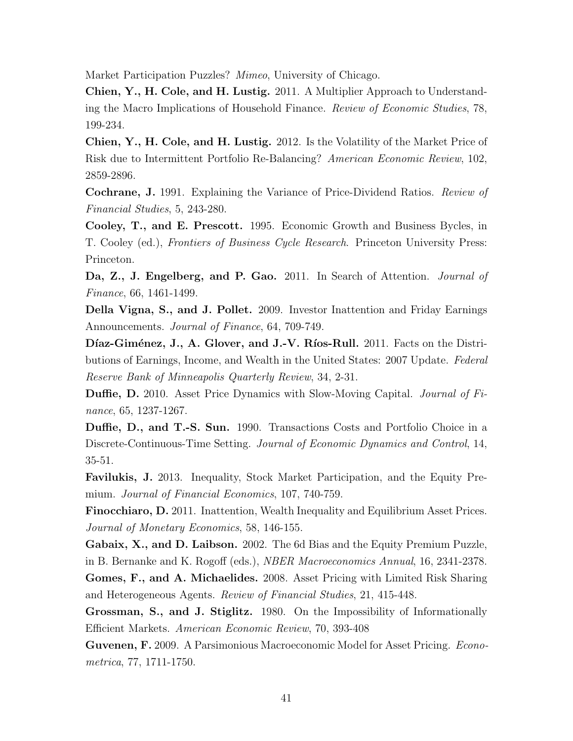Market Participation Puzzles? *Mimeo*, University of Chicago.

**Chien, Y., H. Cole, and H. Lustig.** 2011. A Multiplier Approach to Understanding the Macro Implications of Household Finance. *Review of Economic Studies*, 78, 199-234.

**Chien, Y., H. Cole, and H. Lustig.** 2012. Is the Volatility of the Market Price of Risk due to Intermittent Portfolio Re-Balancing? *American Economic Review*, 102, 2859-2896.

**Cochrane, J.** 1991. Explaining the Variance of Price-Dividend Ratios. *Review of Financial Studies*, 5, 243-280.

**Cooley, T., and E. Prescott.** 1995. Economic Growth and Business Bycles, in T. Cooley (ed.), *Frontiers of Business Cycle Research*. Princeton University Press: Princeton.

**Da, Z., J. Engelberg, and P. Gao.** 2011. In Search of Attention. *Journal of Finance*, 66, 1461-1499.

**Della Vigna, S., and J. Pollet.** 2009. Investor Inattention and Friday Earnings Announcements. *Journal of Finance*, 64, 709-749.

**Díaz-Giménez, J., A. Glover, and J.-V. Ríos-Rull.** 2011. Facts on the Distributions of Earnings, Income, and Wealth in the United States: 2007 Update. *Federal Reserve Bank of Minneapolis Quarterly Review*, 34, 2-31.

**Duffie, D.** 2010. Asset Price Dynamics with Slow-Moving Capital. *Journal of Finance*, 65, 1237-1267.

**Duffie, D., and T.-S. Sun.** 1990. Transactions Costs and Portfolio Choice in a Discrete-Continuous-Time Setting. *Journal of Economic Dynamics and Control*, 14, 35-51.

**Favilukis, J.** 2013. Inequality, Stock Market Participation, and the Equity Premium. *Journal of Financial Economics*, 107, 740-759.

**Finocchiaro, D.** 2011. Inattention, Wealth Inequality and Equilibrium Asset Prices. *Journal of Monetary Economics*, 58, 146-155.

**Gabaix, X., and D. Laibson.** 2002. The 6d Bias and the Equity Premium Puzzle, in B. Bernanke and K. Rogoff (eds.), *NBER Macroeconomics Annual*, 16, 2341-2378.

**Gomes, F., and A. Michaelides.** 2008. Asset Pricing with Limited Risk Sharing and Heterogeneous Agents. *Review of Financial Studies*, 21, 415-448.

**Grossman, S., and J. Stiglitz.** 1980. On the Impossibility of Informationally Efficient Markets. *American Economic Review*, 70, 393-408

**Guvenen, F.** 2009. A Parsimonious Macroeconomic Model for Asset Pricing. *Econometrica*, 77, 1711-1750.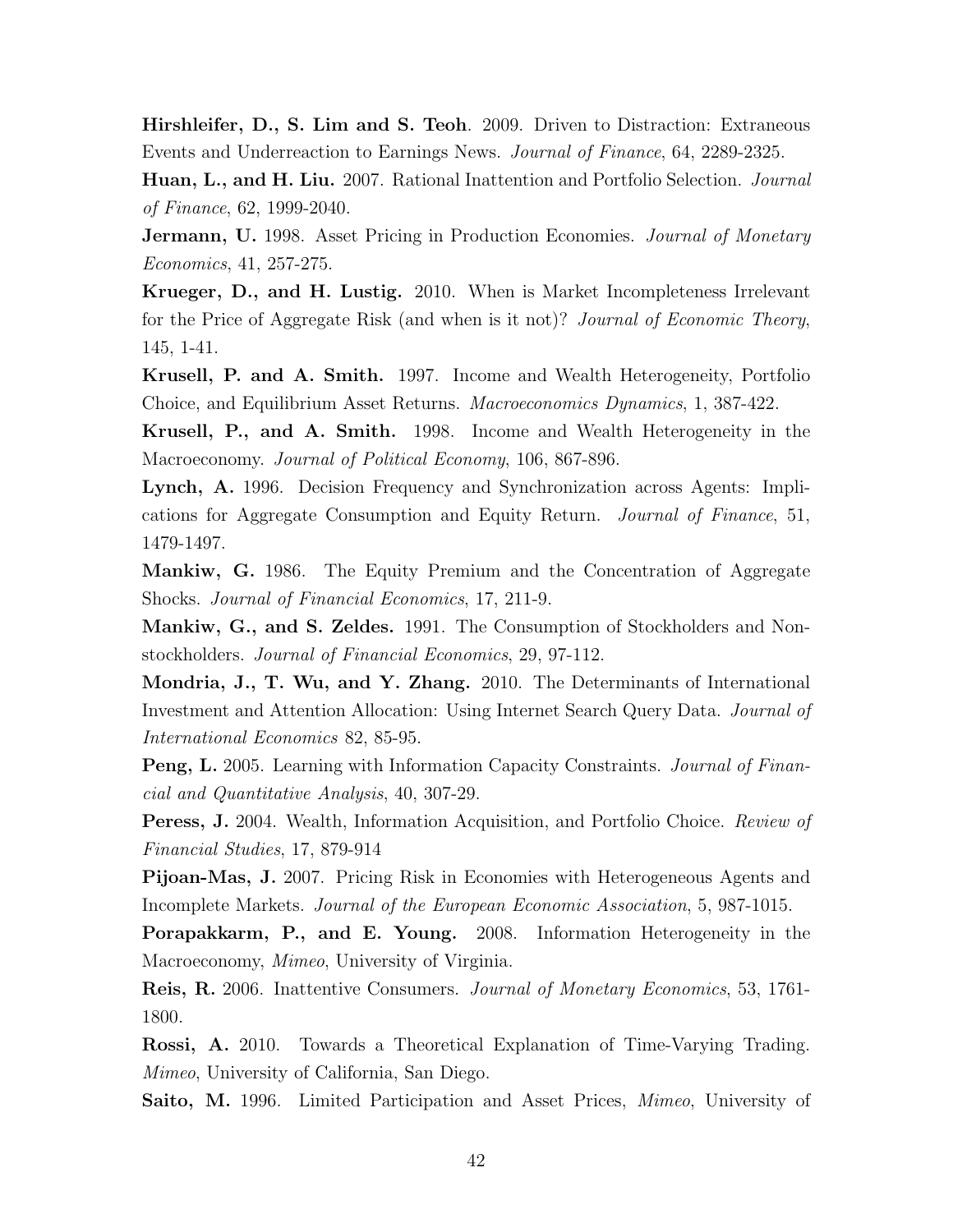**Hirshleifer, D., S. Lim and S. Teoh**. 2009. Driven to Distraction: Extraneous Events and Underreaction to Earnings News. *Journal of Finance*, 64, 2289-2325.

**Huan, L., and H. Liu.** 2007. Rational Inattention and Portfolio Selection. *Journal of Finance*, 62, 1999-2040.

**Jermann, U.** 1998. Asset Pricing in Production Economies. *Journal of Monetary Economics*, 41, 257-275.

**Krueger, D., and H. Lustig.** 2010. When is Market Incompleteness Irrelevant for the Price of Aggregate Risk (and when is it not)? *Journal of Economic Theory*, 145, 1-41.

**Krusell, P. and A. Smith.** 1997. Income and Wealth Heterogeneity, Portfolio Choice, and Equilibrium Asset Returns. *Macroeconomics Dynamics*, 1, 387-422.

**Krusell, P., and A. Smith.** 1998. Income and Wealth Heterogeneity in the Macroeconomy. *Journal of Political Economy*, 106, 867-896.

**Lynch, A.** 1996. Decision Frequency and Synchronization across Agents: Implications for Aggregate Consumption and Equity Return. *Journal of Finance*, 51, 1479-1497.

**Mankiw, G.** 1986. The Equity Premium and the Concentration of Aggregate Shocks. *Journal of Financial Economics*, 17, 211-9.

**Mankiw, G., and S. Zeldes.** 1991. The Consumption of Stockholders and Nonstockholders. *Journal of Financial Economics*, 29, 97-112.

**Mondria, J., T. Wu, and Y. Zhang.** 2010. The Determinants of International Investment and Attention Allocation: Using Internet Search Query Data. *Journal of International Economics* 82, 85-95.

**Peng, L.** 2005. Learning with Information Capacity Constraints. *Journal of Financial and Quantitative Analysis*, 40, 307-29.

**Peress, J.** 2004. Wealth, Information Acquisition, and Portfolio Choice. *Review of Financial Studies*, 17, 879-914

**Pijoan-Mas, J.** 2007. Pricing Risk in Economies with Heterogeneous Agents and Incomplete Markets. *Journal of the European Economic Association*, 5, 987-1015.

**Porapakkarm, P., and E. Young.** 2008. Information Heterogeneity in the Macroeconomy, *Mimeo*, University of Virginia.

**Reis, R.** 2006. Inattentive Consumers. *Journal of Monetary Economics*, 53, 1761-1800.

**Rossi, A.** 2010. Towards a Theoretical Explanation of Time-Varying Trading. *Mimeo*, University of California, San Diego.

**Saito, M.** 1996. Limited Participation and Asset Prices, *Mimeo*, University of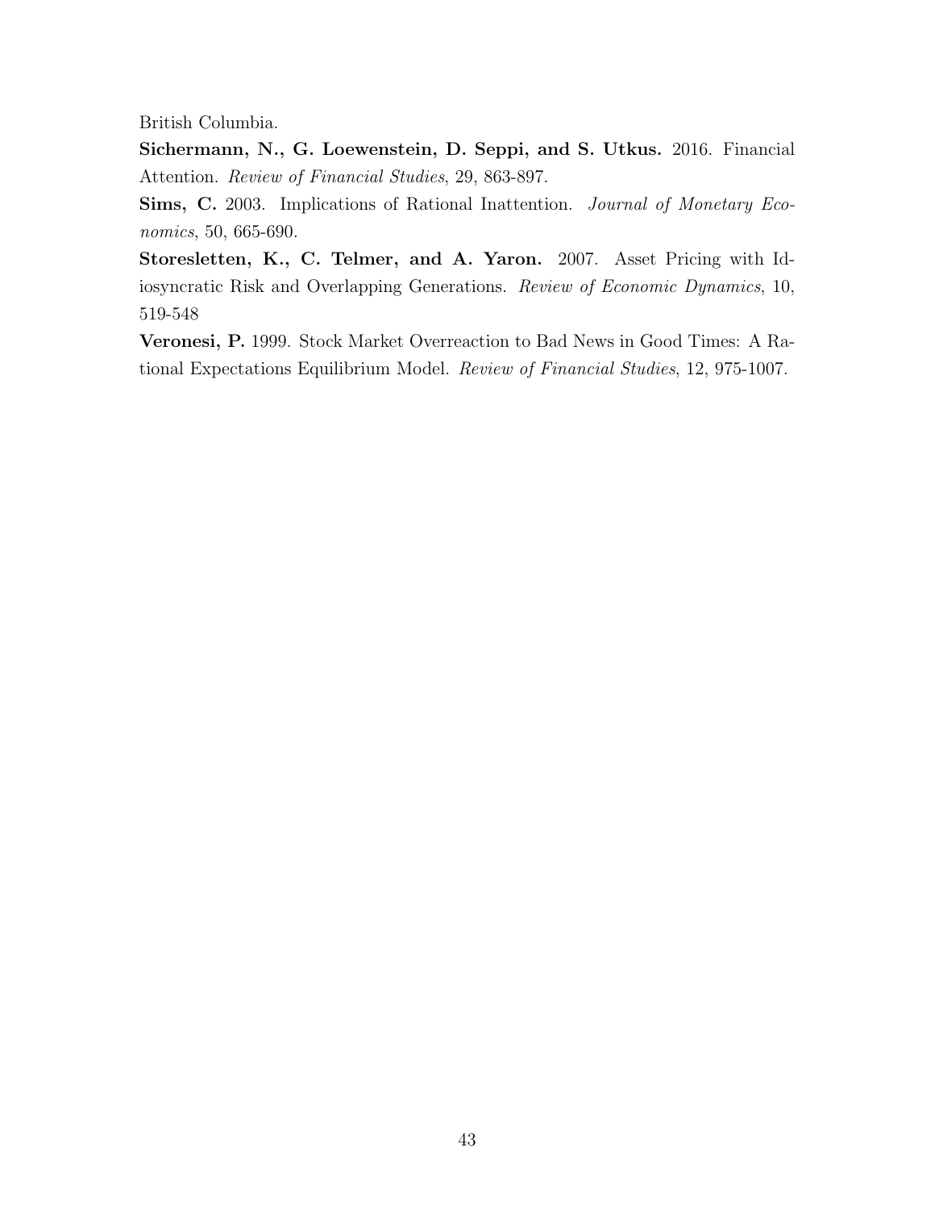British Columbia.

**Sichermann, N., G. Loewenstein, D. Seppi, and S. Utkus.** 2016. Financial Attention. *Review of Financial Studies*, 29, 863-897.

**Sims, C.** 2003. Implications of Rational Inattention. *Journal of Monetary Economics*, 50, 665-690.

**Storesletten, K., C. Telmer, and A. Yaron.** 2007. Asset Pricing with Idiosyncratic Risk and Overlapping Generations. *Review of Economic Dynamics*, 10, 519-548

**Veronesi, P.** 1999. Stock Market Overreaction to Bad News in Good Times: A Rational Expectations Equilibrium Model. *Review of Financial Studies*, 12, 975-1007.